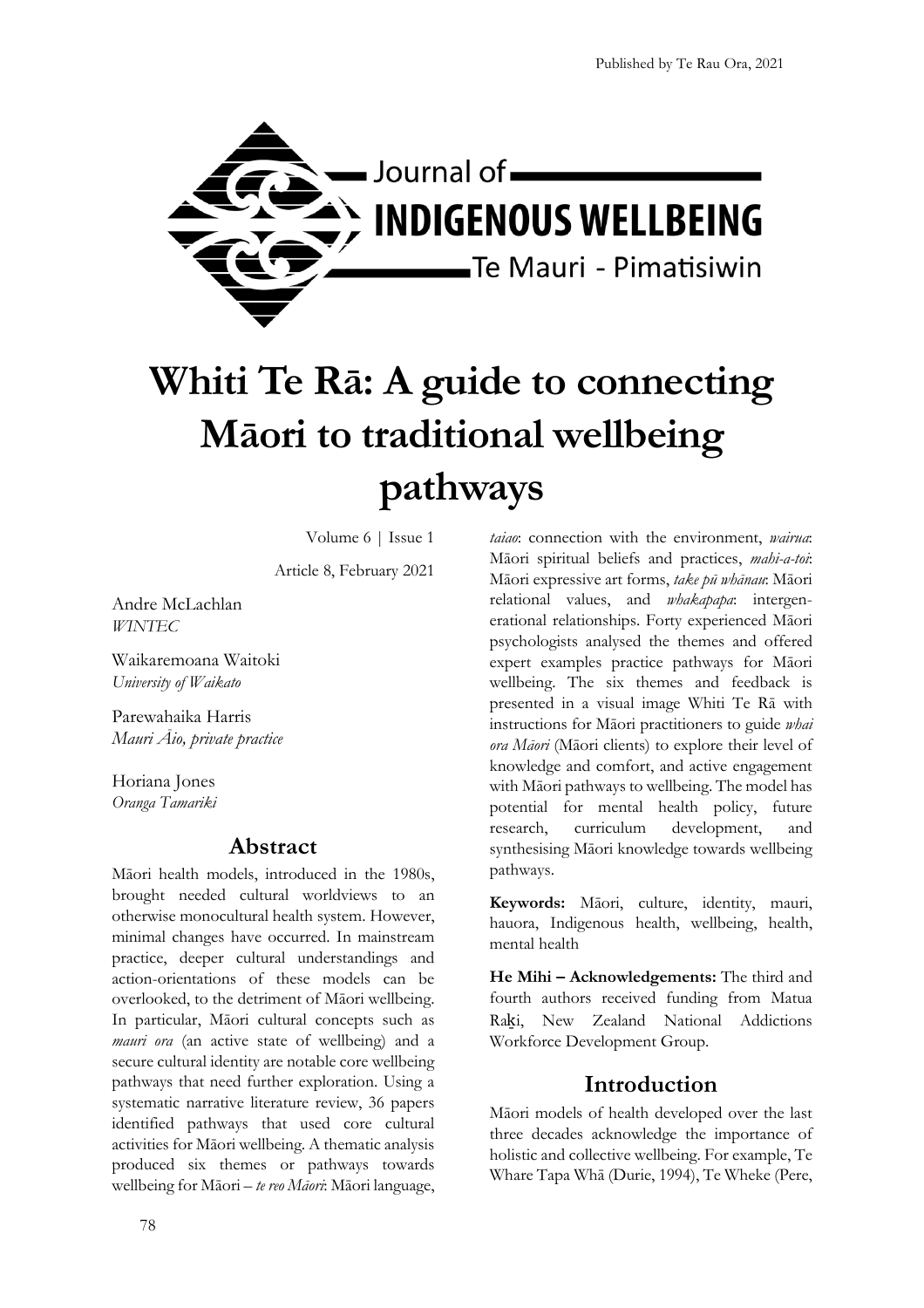Published by Te Rau Ora, 2021

Journal of INDIGENOUS WELLBEING

Te Mauri - Pimatisiwin

# Whiti Te Rā: A guide to connecting Māori to traditional wellbeing pathways

Volume 6 | Issue 1

Article 8, February 2021

Andre McLachlan
*WINTEC*

Waikaremoana Waitoki
*University of Waikato*

Parewahaika Harris
*Mauri Āio, private practice*

Horiana Jones
*Oranga Tamariki*

## Abstract

Māori health models, introduced in the 1980s, brought needed cultural worldviews to an otherwise monocultural health system. However, minimal changes have occurred. In mainstream practice, deeper cultural understandings and action-orientations of these models can be overlooked, to the detriment of Māori wellbeing. In particular, Māori cultural concepts such as *mauri ora* (an active state of wellbeing) and a secure cultural identity are notable core wellbeing pathways that need further exploration. Using a systematic narrative literature review, 36 papers identified pathways that used core cultural activities for Māori wellbeing. A thematic analysis produced six themes or pathways towards wellbeing for Māori – *te reo Māori*: Māori language, *taiao*: connection with the environment, *wairua*: Māori spiritual beliefs and practices, *mahi-a-toi*: Māori expressive art forms, *take pū whānau*: Māori relational values, and *whakapapa*: intergenerational relationships. Forty experienced Māori psychologists analysed the themes and offered expert examples practice pathways for Māori wellbeing. The six themes and feedback is presented in a visual image Whiti Te Rā with instructions for Māori practitioners to guide *whai ora Māori* (Māori clients) to explore their level of knowledge and comfort, and active engagement with Māori pathways to wellbeing. The model has potential for mental health policy, future research, curriculum development, and synthesising Māori knowledge towards wellbeing pathways.

**Keywords:** Māori, culture, identity, mauri, hauora, Indigenous health, wellbeing, health, mental health

**He Mihi – Acknowledgements:** The third and fourth authors received funding from Matua Raḵi, New Zealand National Addictions Workforce Development Group.

## Introduction

Māori models of health developed over the last three decades acknowledge the importance of holistic and collective wellbeing. For example, Te Whare Tapa Whā (Durie, 1994), Te Wheke (Pere,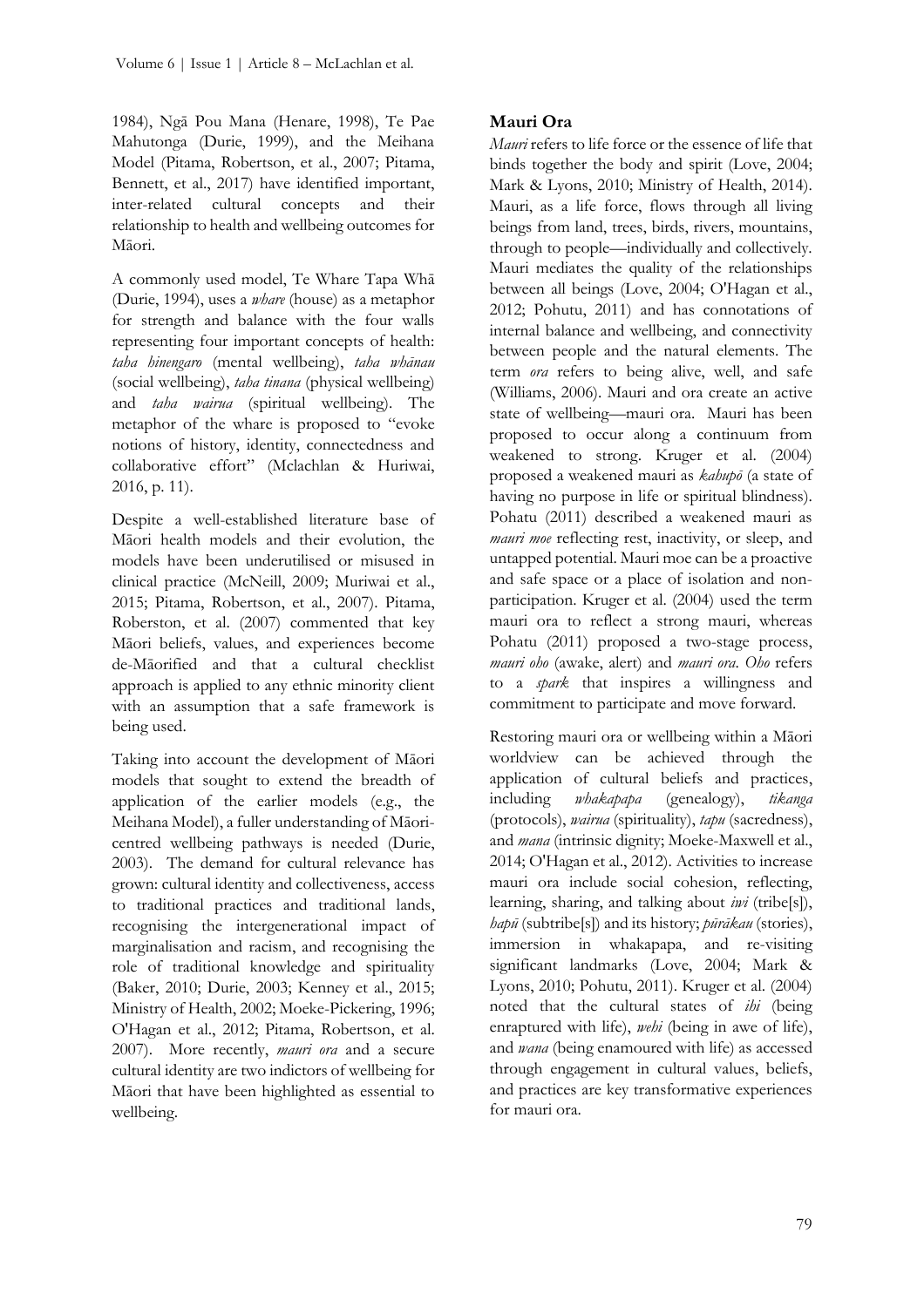1984), Ngā Pou Mana (Henare, 1998), Te Pae Mahutonga (Durie, 1999), and the Meihana Model (Pitama, Robertson, et al., 2007; Pitama, Bennett, et al., 2017) have identified important, inter-related cultural concepts and their relationship to health and wellbeing outcomes for Māori.

A commonly used model, Te Whare Tapa Whā (Durie, 1994), uses a *whare* (house) as a metaphor for strength and balance with the four walls representing four important concepts of health: *taha hinengaro* (mental wellbeing), *taha whānau* (social wellbeing), *taha tinana* (physical wellbeing) and *taha wairua* (spiritual wellbeing). The metaphor of the whare is proposed to "evoke notions of history, identity, connectedness and collaborative effort" (Mclachlan & Huriwai, 2016, p. 11).

Despite a well-established literature base of Māori health models and their evolution, the models have been underutilised or misused in clinical practice (McNeill, 2009; Muriwai et al., 2015; Pitama, Robertson, et al., 2007). Pitama, Roberston, et al. (2007) commented that key Māori beliefs, values, and experiences become de-Māorified and that a cultural checklist approach is applied to any ethnic minority client with an assumption that a safe framework is being used.

Taking into account the development of Māori models that sought to extend the breadth of application of the earlier models (e.g., the Meihana Model), a fuller understanding of Māori-centred wellbeing pathways is needed (Durie, 2003). The demand for cultural relevance has grown: cultural identity and collectiveness, access to traditional practices and traditional lands, recognising the intergenerational impact of marginalisation and racism, and recognising the role of traditional knowledge and spirituality (Baker, 2010; Durie, 2003; Kenney et al., 2015; Ministry of Health, 2002; Moeke-Pickering, 1996; O'Hagan et al., 2012; Pitama, Robertson, et al. 2007). More recently, *mauri ora* and a secure cultural identity are two indictors of wellbeing for Māori that have been highlighted as essential to wellbeing.

## Mauri Ora

*Mauri* refers to life force or the essence of life that binds together the body and spirit (Love, 2004; Mark & Lyons, 2010; Ministry of Health, 2014). Mauri, as a life force, flows through all living beings from land, trees, birds, rivers, mountains, through to people—individually and collectively. Mauri mediates the quality of the relationships between all beings (Love, 2004; O'Hagan et al., 2012; Pohutu, 2011) and has connotations of internal balance and wellbeing, and connectivity between people and the natural elements. The term *ora* refers to being alive, well, and safe (Williams, 2006). Mauri and ora create an active state of wellbeing—mauri ora. Mauri has been proposed to occur along a continuum from weakened to strong. Kruger et al. (2004) proposed a weakened mauri as *kahupō* (a state of having no purpose in life or spiritual blindness). Pohatu (2011) described a weakened mauri as *mauri moe* reflecting rest, inactivity, or sleep, and untapped potential. Mauri moe can be a proactive and safe space or a place of isolation and non-participation. Kruger et al. (2004) used the term mauri ora to reflect a strong mauri, whereas Pohatu (2011) proposed a two-stage process, *mauri oho* (awake, alert) and *mauri ora*. *Oho* refers to a *spark* that inspires a willingness and commitment to participate and move forward.

Restoring mauri ora or wellbeing within a Māori worldview can be achieved through the application of cultural beliefs and practices, including *whakapapa* (genealogy), *tikanga* (protocols), *wairua* (spirituality), *tapu* (sacredness), and *mana* (intrinsic dignity; Moeke-Maxwell et al., 2014; O'Hagan et al., 2012). Activities to increase mauri ora include social cohesion, reflecting, learning, sharing, and talking about *iwi* (tribe[s]), *hapū* (subtribe[s]) and its history; *pūrākau* (stories), immersion in whakapapa, and re-visiting significant landmarks (Love, 2004; Mark & Lyons, 2010; Pohutu, 2011). Kruger et al. (2004) noted that the cultural states of *ihi* (being enraptured with life), *wehi* (being in awe of life), and *wana* (being enamoured with life) as accessed through engagement in cultural values, beliefs, and practices are key transformative experiences for mauri ora.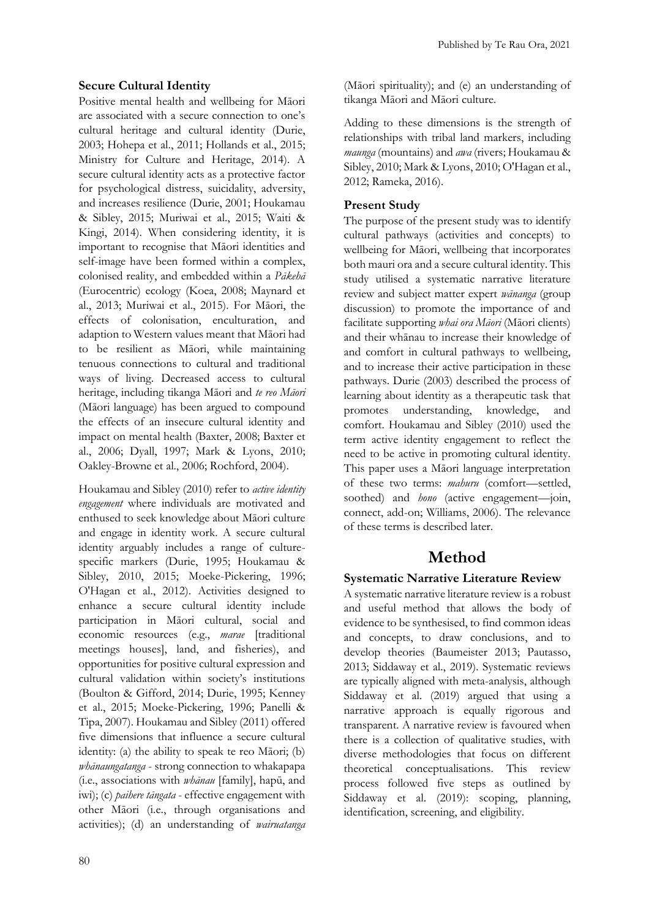### Secure Cultural Identity

Positive mental health and wellbeing for Māori are associated with a secure connection to one's cultural heritage and cultural identity (Durie, 2003; Hohepa et al., 2011; Hollands et al., 2015; Ministry for Culture and Heritage, 2014). A secure cultural identity acts as a protective factor for psychological distress, suicidality, adversity, and increases resilience (Durie, 2001; Houkamau & Sibley, 2015; Muriwai et al., 2015; Waiti & Kingi, 2014). When considering identity, it is important to recognise that Māori identities and self-image have been formed within a complex, colonised reality, and embedded within a *Pākehā* (Eurocentric) ecology (Koea, 2008; Maynard et al., 2013; Muriwai et al., 2015). For Māori, the effects of colonisation, enculturation, and adaption to Western values meant that Māori had to be resilient as Māori, while maintaining tenuous connections to cultural and traditional ways of living. Decreased access to cultural heritage, including tikanga Māori and *te reo Māori* (Māori language) has been argued to compound the effects of an insecure cultural identity and impact on mental health (Baxter, 2008; Baxter et al., 2006; Dyall, 1997; Mark & Lyons, 2010; Oakley-Browne et al., 2006; Rochford, 2004).

Houkamau and Sibley (2010) refer to *active identity engagement* where individuals are motivated and enthused to seek knowledge about Māori culture and engage in identity work. A secure cultural identity arguably includes a range of culture-specific markers (Durie, 1995; Houkamau & Sibley, 2010, 2015; Moeke-Pickering, 1996; O'Hagan et al., 2012). Activities designed to enhance a secure cultural identity include participation in Māori cultural, social and economic resources (e.g., *marae* [traditional meetings houses], land, and fisheries), and opportunities for positive cultural expression and cultural validation within society's institutions (Boulton & Gifford, 2014; Durie, 1995; Kenney et al., 2015; Moeke-Pickering, 1996; Panelli & Tipa, 2007). Houkamau and Sibley (2011) offered five dimensions that influence a secure cultural identity: (a) the ability to speak te reo Māori; (b) *whānaungatanga* - strong connection to whakapapa (i.e., associations with *whānau* [family], hapū, and iwi); (c) *paihere tāngata* - effective engagement with other Māori (i.e., through organisations and activities); (d) an understanding of *wairuatanga* (Māori spirituality); and (e) an understanding of tikanga Māori and Māori culture.

Adding to these dimensions is the strength of relationships with tribal land markers, including *maunga* (mountains) and *awa* (rivers; Houkamau & Sibley, 2010; Mark & Lyons, 2010; O'Hagan et al., 2012; Rameka, 2016).

### Present Study

The purpose of the present study was to identify cultural pathways (activities and concepts) to wellbeing for Māori, wellbeing that incorporates both mauri ora and a secure cultural identity. This study utilised a systematic narrative literature review and subject matter expert *wānanga* (group discussion) to promote the importance of and facilitate supporting *whai ora Māori* (Māori clients) and their whānau to increase their knowledge of and comfort in cultural pathways to wellbeing, and to increase their active participation in these pathways. Durie (2003) described the process of learning about identity as a therapeutic task that promotes understanding, knowledge, and comfort. Houkamau and Sibley (2010) used the term active identity engagement to reflect the need to be active in promoting cultural identity. This paper uses a Māori language interpretation of these two terms: *mahuru* (comfort—settled, soothed) and *hono* (active engagement—join, connect, add-on; Williams, 2006). The relevance of these terms is described later.

## Method

### Systematic Narrative Literature Review

A systematic narrative literature review is a robust and useful method that allows the body of evidence to be synthesised, to find common ideas and concepts, to draw conclusions, and to develop theories (Baumeister 2013; Pautasso, 2013; Siddaway et al., 2019). Systematic reviews are typically aligned with meta-analysis, although Siddaway et al. (2019) argued that using a narrative approach is equally rigorous and transparent. A narrative review is favoured when there is a collection of qualitative studies, with diverse methodologies that focus on different theoretical conceptualisations. This review process followed five steps as outlined by Siddaway et al. (2019): scoping, planning, identification, screening, and eligibility.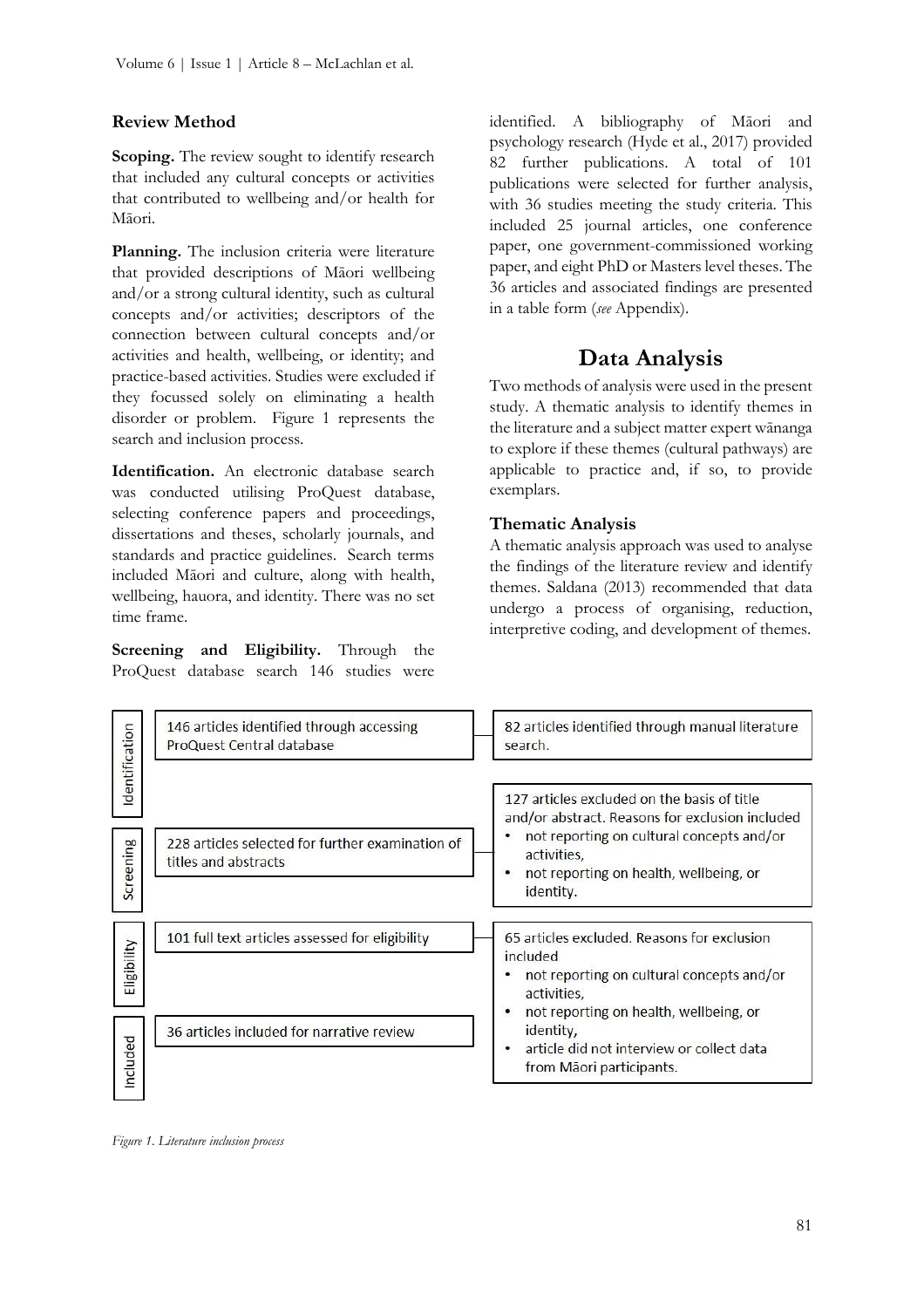### Review Method

**Scoping.** The review sought to identify research that included any cultural concepts or activities that contributed to wellbeing and/or health for Māori.

**Planning.** The inclusion criteria were literature that provided descriptions of Māori wellbeing and/or a strong cultural identity, such as cultural concepts and/or activities; descriptors of the connection between cultural concepts and/or activities and health, wellbeing, or identity; and practice-based activities. Studies were excluded if they focussed solely on eliminating a health disorder or problem. Figure 1 represents the search and inclusion process.

**Identification.** An electronic database search was conducted utilising ProQuest database, selecting conference papers and proceedings, dissertations and theses, scholarly journals, and standards and practice guidelines. Search terms included Māori and culture, along with health, wellbeing, hauora, and identity. There was no set time frame.

**Screening and Eligibility.** Through the ProQuest database search 146 studies were identified. A bibliography of Māori and psychology research (Hyde et al., 2017) provided 82 further publications. A total of 101 publications were selected for further analysis, with 36 studies meeting the study criteria. This included 25 journal articles, one conference paper, one government-commissioned working paper, and eight PhD or Masters level theses. The 36 articles and associated findings are presented in a table form (*see* Appendix).

## Data Analysis

Two methods of analysis were used in the present study. A thematic analysis to identify themes in the literature and a subject matter expert wānanga to explore if these themes (cultural pathways) are applicable to practice and, if so, to provide exemplars.

### Thematic Analysis

A thematic analysis approach was used to analyse the findings of the literature review and identify themes. Saldana (2013) recommended that data undergo a process of organising, reduction, interpretive coding, and development of themes.

| Stage | Process | Exclusions / Additional sources |
|---|---|---|
| Identification | 146 articles identified through accessing ProQuest Central database | 82 articles identified through manual literature search. |
| Screening | 228 articles selected for further examination of titles and abstracts | 127 articles excluded on the basis of title and/or abstract. Reasons for exclusion included<br>• not reporting on cultural concepts and/or activities,<br>• not reporting on health, wellbeing, or identity. |
| Eligibility | 101 full text articles assessed for eligibility | 65 articles excluded. Reasons for exclusion included<br>• not reporting on cultural concepts and/or activities,<br>• not reporting on health, wellbeing, or identity,<br>• article did not interview or collect data from Māori participants. |
| Included | 36 articles included for narrative review | |

*Figure 1. Literature inclusion process*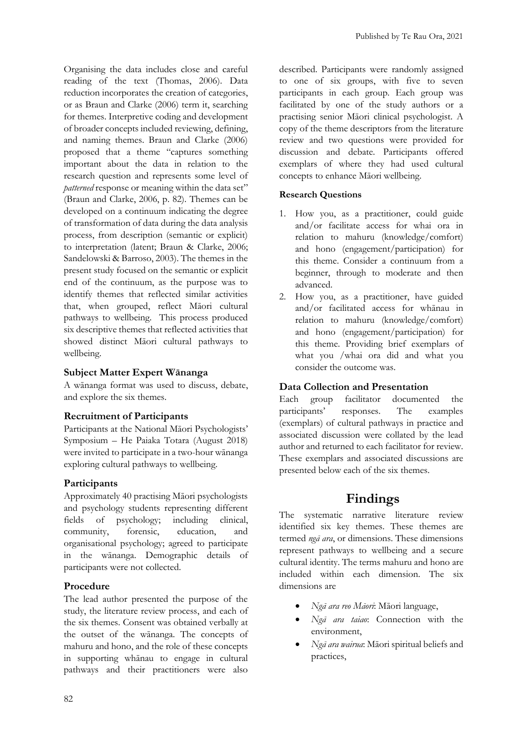Organising the data includes close and careful reading of the text (Thomas, 2006). Data reduction incorporates the creation of categories, or as Braun and Clarke (2006) term it, searching for themes. Interpretive coding and development of broader concepts included reviewing, defining, and naming themes. Braun and Clarke (2006) proposed that a theme "captures something important about the data in relation to the research question and represents some level of *patterned* response or meaning within the data set" (Braun and Clarke, 2006, p. 82). Themes can be developed on a continuum indicating the degree of transformation of data during the data analysis process, from description (semantic or explicit) to interpretation (latent; Braun & Clarke, 2006; Sandelowski & Barroso, 2003). The themes in the present study focused on the semantic or explicit end of the continuum, as the purpose was to identify themes that reflected similar activities that, when grouped, reflect Māori cultural pathways to wellbeing. This process produced six descriptive themes that reflected activities that showed distinct Māori cultural pathways to wellbeing.

### Subject Matter Expert Wānanga

A wānanga format was used to discuss, debate, and explore the six themes.

### Recruitment of Participants

Participants at the National Māori Psychologists' Symposium – He Paiaka Totara (August 2018) were invited to participate in a two-hour wānanga exploring cultural pathways to wellbeing.

### Participants

Approximately 40 practising Māori psychologists and psychology students representing different fields of psychology; including clinical, community, forensic, education, and organisational psychology; agreed to participate in the wānanga. Demographic details of participants were not collected.

### Procedure

The lead author presented the purpose of the study, the literature review process, and each of the six themes. Consent was obtained verbally at the outset of the wānanga. The concepts of mahuru and hono, and the role of these concepts in supporting whānau to engage in cultural pathways and their practitioners were also described. Participants were randomly assigned to one of six groups, with five to seven participants in each group. Each group was facilitated by one of the study authors or a practising senior Māori clinical psychologist. A copy of the theme descriptors from the literature review and two questions were provided for discussion and debate. Participants offered exemplars of where they had used cultural concepts to enhance Māori wellbeing.

#### Research Questions

1. How you, as a practitioner, could guide and/or facilitate access for whai ora in relation to mahuru (knowledge/comfort) and hono (engagement/participation) for this theme. Consider a continuum from a beginner, through to moderate and then advanced.
2. How you, as a practitioner, have guided and/or facilitated access for whānau in relation to mahuru (knowledge/comfort) and hono (engagement/participation) for this theme. Providing brief exemplars of what you /whai ora did and what you consider the outcome was.

### Data Collection and Presentation

Each group facilitator documented the participants' responses. The examples (exemplars) of cultural pathways in practice and associated discussion were collated by the lead author and returned to each facilitator for review. These exemplars and associated discussions are presented below each of the six themes.

## Findings

The systematic narrative literature review identified six key themes. These themes are termed *ngā ara*, or dimensions. These dimensions represent pathways to wellbeing and a secure cultural identity. The terms mahuru and hono are included within each dimension. The six dimensions are

- *Ngā ara reo Māori*: Māori language,
- *Ngā ara taiao*: Connection with the environment,
- *Ngā ara wairua*: Māori spiritual beliefs and practices,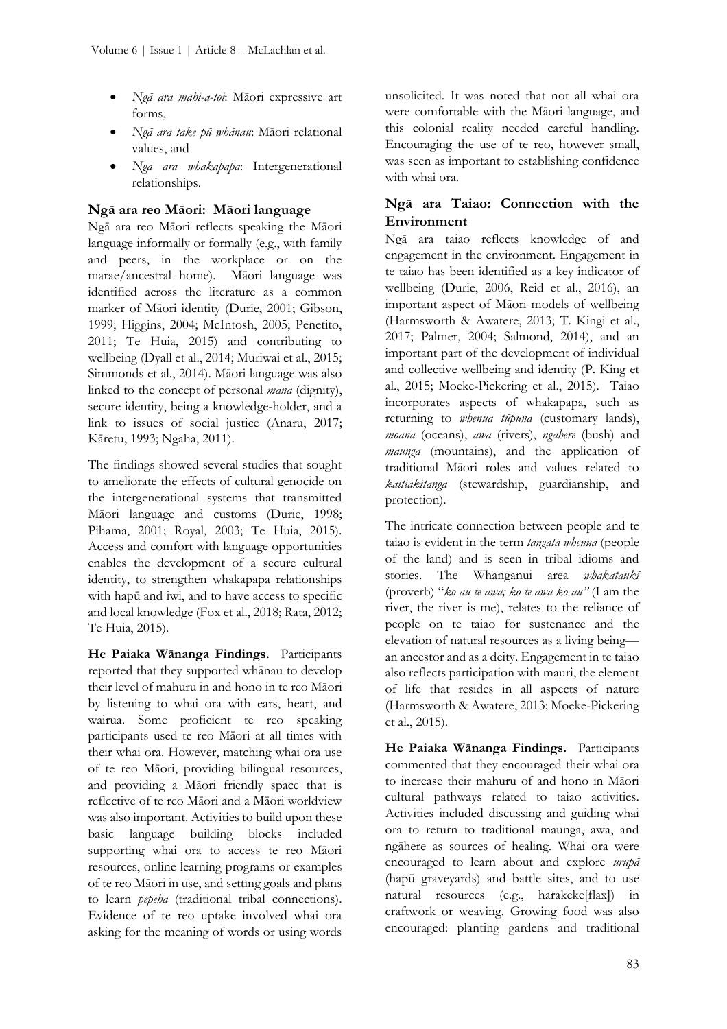- *Ngā ara mahi-a-toi*: Māori expressive art forms,
- *Ngā ara take pū whānau*: Māori relational values, and
- *Ngā ara whakapapa*: Intergenerational relationships.

## Ngā ara reo Māori: Māori language

Ngā ara reo Māori reflects speaking the Māori language informally or formally (e.g., with family and peers, in the workplace or on the marae/ancestral home). Māori language was identified across the literature as a common marker of Māori identity (Durie, 2001; Gibson, 1999; Higgins, 2004; McIntosh, 2005; Penetito, 2011; Te Huia, 2015) and contributing to wellbeing (Dyall et al., 2014; Muriwai et al., 2015; Simmonds et al., 2014). Māori language was also linked to the concept of personal *mana* (dignity), secure identity, being a knowledge-holder, and a link to issues of social justice (Anaru, 2017; Kāretu, 1993; Ngaha, 2011).

The findings showed several studies that sought to ameliorate the effects of cultural genocide on the intergenerational systems that transmitted Māori language and customs (Durie, 1998; Pihama, 2001; Royal, 2003; Te Huia, 2015). Access and comfort with language opportunities enables the development of a secure cultural identity, to strengthen whakapapa relationships with hapū and iwi, and to have access to specific and local knowledge (Fox et al., 2018; Rata, 2012; Te Huia, 2015).

**He Paiaka Wānanga Findings.** Participants reported that they supported whānau to develop their level of mahuru in and hono in te reo Māori by listening to whai ora with ears, heart, and wairua. Some proficient te reo speaking participants used te reo Māori at all times with their whai ora. However, matching whai ora use of te reo Māori, providing bilingual resources, and providing a Māori friendly space that is reflective of te reo Māori and a Māori worldview was also important. Activities to build upon these basic language building blocks included supporting whai ora to access te reo Māori resources, online learning programs or examples of te reo Māori in use, and setting goals and plans to learn *pepeha* (traditional tribal connections). Evidence of te reo uptake involved whai ora asking for the meaning of words or using words unsolicited. It was noted that not all whai ora were comfortable with the Māori language, and this colonial reality needed careful handling. Encouraging the use of te reo, however small, was seen as important to establishing confidence with whai ora.

## Ngā ara Taiao: Connection with the Environment

Ngā ara taiao reflects knowledge of and engagement in the environment. Engagement in te taiao has been identified as a key indicator of wellbeing (Durie, 2006, Reid et al., 2016), an important aspect of Māori models of wellbeing (Harmsworth & Awatere, 2013; T. Kingi et al., 2017; Palmer, 2004; Salmond, 2014), and an important part of the development of individual and collective wellbeing and identity (P. King et al., 2015; Moeke-Pickering et al., 2015). Taiao incorporates aspects of whakapapa, such as returning to *whenua tūpuna* (customary lands), *moana* (oceans), *awa* (rivers), *ngahere* (bush) and *maunga* (mountains), and the application of traditional Māori roles and values related to *kaitiakitanga* (stewardship, guardianship, and protection).

The intricate connection between people and te taiao is evident in the term *tangata whenua* (people of the land) and is seen in tribal idioms and stories. The Whanganui area *whakataukī* (proverb) "*ko au te awa; ko te awa ko au"* (I am the river, the river is me), relates to the reliance of people on te taiao for sustenance and the elevation of natural resources as a living being—an ancestor and as a deity. Engagement in te taiao also reflects participation with mauri, the element of life that resides in all aspects of nature (Harmsworth & Awatere, 2013; Moeke-Pickering et al., 2015).

**He Paiaka Wānanga Findings.** Participants commented that they encouraged their whai ora to increase their mahuru of and hono in Māori cultural pathways related to taiao activities. Activities included discussing and guiding whai ora to return to traditional maunga, awa, and ngāhere as sources of healing. Whai ora were encouraged to learn about and explore *urupā* (hapū graveyards) and battle sites, and to use natural resources (e.g., harakeke[flax]) in craftwork or weaving. Growing food was also encouraged: planting gardens and traditional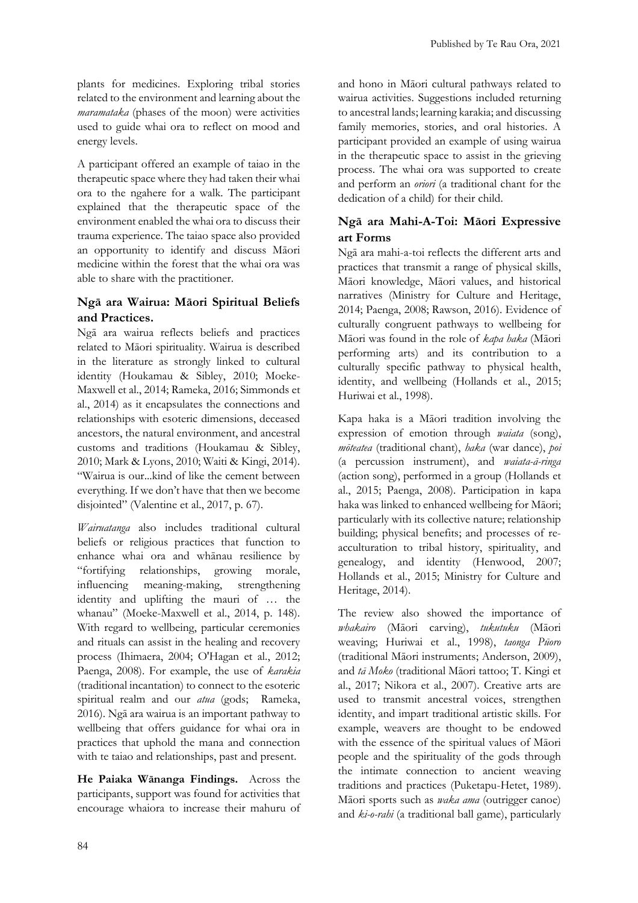plants for medicines. Exploring tribal stories related to the environment and learning about the *maramataka* (phases of the moon) were activities used to guide whai ora to reflect on mood and energy levels.

A participant offered an example of taiao in the therapeutic space where they had taken their whai ora to the ngahere for a walk. The participant explained that the therapeutic space of the environment enabled the whai ora to discuss their trauma experience. The taiao space also provided an opportunity to identify and discuss Māori medicine within the forest that the whai ora was able to share with the practitioner.

### Ngā ara Wairua: Māori Spiritual Beliefs and Practices.

Ngā ara wairua reflects beliefs and practices related to Māori spirituality. Wairua is described in the literature as strongly linked to cultural identity (Houkamau & Sibley, 2010; Moeke-Maxwell et al., 2014; Rameka, 2016; Simmonds et al., 2014) as it encapsulates the connections and relationships with esoteric dimensions, deceased ancestors, the natural environment, and ancestral customs and traditions (Houkamau & Sibley, 2010; Mark & Lyons, 2010; Waiti & Kingi, 2014). "Wairua is our...kind of like the cement between everything. If we don't have that then we become disjointed" (Valentine et al., 2017, p. 67).

*Wairuatanga* also includes traditional cultural beliefs or religious practices that function to enhance whai ora and whānau resilience by "fortifying relationships, growing morale, influencing meaning-making, strengthening identity and uplifting the mauri of … the whanau" (Moeke-Maxwell et al., 2014, p. 148). With regard to wellbeing, particular ceremonies and rituals can assist in the healing and recovery process (Ihimaera, 2004; O'Hagan et al., 2012; Paenga, 2008). For example, the use of *karakia* (traditional incantation) to connect to the esoteric spiritual realm and our *atua* (gods; Rameka, 2016). Ngā ara wairua is an important pathway to wellbeing that offers guidance for whai ora in practices that uphold the mana and connection with te taiao and relationships, past and present.

**He Paiaka Wānanga Findings.** Across the participants, support was found for activities that encourage whaiora to increase their mahuru of and hono in Māori cultural pathways related to wairua activities. Suggestions included returning to ancestral lands; learning karakia; and discussing family memories, stories, and oral histories. A participant provided an example of using wairua in the therapeutic space to assist in the grieving process. The whai ora was supported to create and perform an *oriori* (a traditional chant for the dedication of a child) for their child.

### Ngā ara Mahi-A-Toi: Māori Expressive art Forms

Ngā ara mahi-a-toi reflects the different arts and practices that transmit a range of physical skills, Māori knowledge, Māori values, and historical narratives (Ministry for Culture and Heritage, 2014; Paenga, 2008; Rawson, 2016). Evidence of culturally congruent pathways to wellbeing for Māori was found in the role of *kapa haka* (Māori performing arts) and its contribution to a culturally specific pathway to physical health, identity, and wellbeing (Hollands et al., 2015; Huriwai et al., 1998).

Kapa haka is a Māori tradition involving the expression of emotion through *waiata* (song), *mōteatea* (traditional chant), *haka* (war dance), *poi* (a percussion instrument), and *waiata-ā-ringa* (action song), performed in a group (Hollands et al., 2015; Paenga, 2008). Participation in kapa haka was linked to enhanced wellbeing for Māori; particularly with its collective nature; relationship building; physical benefits; and processes of re-acculturation to tribal history, spirituality, and genealogy, and identity (Henwood, 2007; Hollands et al., 2015; Ministry for Culture and Heritage, 2014).

The review also showed the importance of *whakairo* (Māori carving), *tukutuku* (Māori weaving; Huriwai et al., 1998), *taonga Pūoro* (traditional Māori instruments; Anderson, 2009), and *tā Moko* (traditional Māori tattoo; T. Kingi et al., 2017; Nikora et al., 2007). Creative arts are used to transmit ancestral voices, strengthen identity, and impart traditional artistic skills. For example, weavers are thought to be endowed with the essence of the spiritual values of Māori people and the spirituality of the gods through the intimate connection to ancient weaving traditions and practices (Puketapu-Hetet, 1989). Māori sports such as *waka ama* (outrigger canoe) and *ki-o-rahi* (a traditional ball game), particularly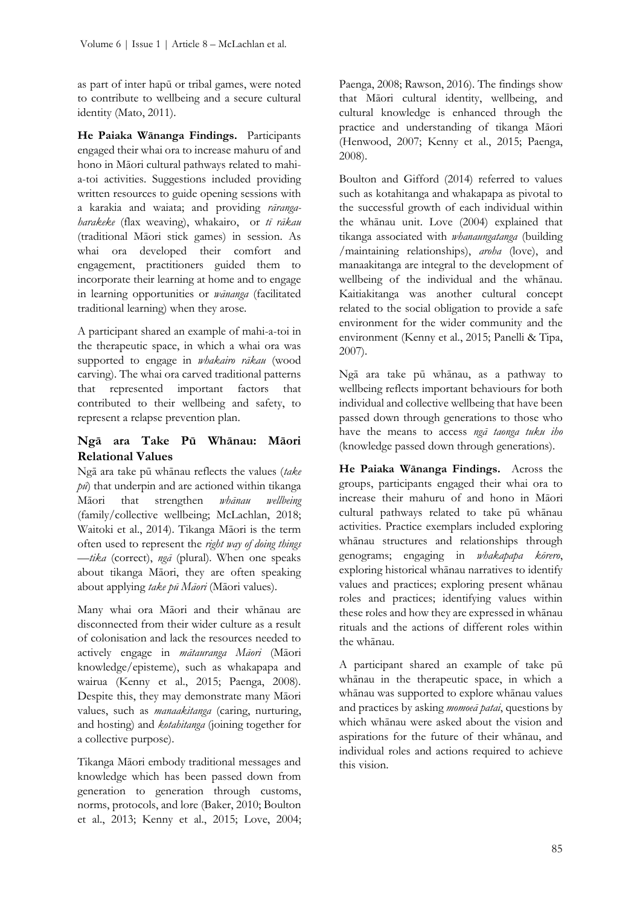as part of inter hapū or tribal games, were noted to contribute to wellbeing and a secure cultural identity (Mato, 2011).

**He Paiaka Wānanga Findings.** Participants engaged their whai ora to increase mahuru of and hono in Māori cultural pathways related to mahi-a-toi activities. Suggestions included providing written resources to guide opening sessions with a karakia and waiata; and providing *rāranga-harakeke* (flax weaving), whakairo, or *tī rākau* (traditional Māori stick games) in session. As whai ora developed their comfort and engagement, practitioners guided them to incorporate their learning at home and to engage in learning opportunities or *wānanga* (facilitated traditional learning) when they arose.

A participant shared an example of mahi-a-toi in the therapeutic space, in which a whai ora was supported to engage in *whakairo rākau* (wood carving). The whai ora carved traditional patterns that represented important factors that contributed to their wellbeing and safety, to represent a relapse prevention plan.

### Ngā ara Take Pū Whānau: Māori Relational Values

Ngā ara take pū whānau reflects the values (*take pū*) that underpin and are actioned within tikanga Māori that strengthen *whānau wellbeing* (family/collective wellbeing; McLachlan, 2018; Waitoki et al., 2014). Tikanga Māori is the term often used to represent the *right way of doing things* —*tika* (correct), *ngā* (plural). When one speaks about tikanga Māori, they are often speaking about applying *take pū Māori* (Māori values).

Many whai ora Māori and their whānau are disconnected from their wider culture as a result of colonisation and lack the resources needed to actively engage in *mātauranga Māori* (Māori knowledge/episteme), such as whakapapa and wairua (Kenny et al., 2015; Paenga, 2008). Despite this, they may demonstrate many Māori values, such as *manaakitanga* (caring, nurturing, and hosting) and *kotahitanga* (joining together for a collective purpose).

Tikanga Māori embody traditional messages and knowledge which has been passed down from generation to generation through customs, norms, protocols, and lore (Baker, 2010; Boulton et al., 2013; Kenny et al., 2015; Love, 2004; Paenga, 2008; Rawson, 2016). The findings show that Māori cultural identity, wellbeing, and cultural knowledge is enhanced through the practice and understanding of tikanga Māori (Henwood, 2007; Kenny et al., 2015; Paenga, 2008).

Boulton and Gifford (2014) referred to values such as kotahitanga and whakapapa as pivotal to the successful growth of each individual within the whānau unit. Love (2004) explained that tikanga associated with *whanaungatanga* (building /maintaining relationships), *aroha* (love), and manaakitanga are integral to the development of wellbeing of the individual and the whānau. Kaitiakitanga was another cultural concept related to the social obligation to provide a safe environment for the wider community and the environment (Kenny et al., 2015; Panelli & Tipa, 2007).

Ngā ara take pū whānau, as a pathway to wellbeing reflects important behaviours for both individual and collective wellbeing that have been passed down through generations to those who have the means to access *ngā taonga tuku iho* (knowledge passed down through generations).

**He Paiaka Wānanga Findings.** Across the groups, participants engaged their whai ora to increase their mahuru of and hono in Māori cultural pathways related to take pū whānau activities. Practice exemplars included exploring whānau structures and relationships through genograms; engaging in *whakapapa kōrero*, exploring historical whānau narratives to identify values and practices; exploring present whānau roles and practices; identifying values within these roles and how they are expressed in whānau rituals and the actions of different roles within the whānau.

A participant shared an example of take pū whānau in the therapeutic space, in which a whānau was supported to explore whānau values and practices by asking *momoeā patai*, questions by which whānau were asked about the vision and aspirations for the future of their whānau, and individual roles and actions required to achieve this vision.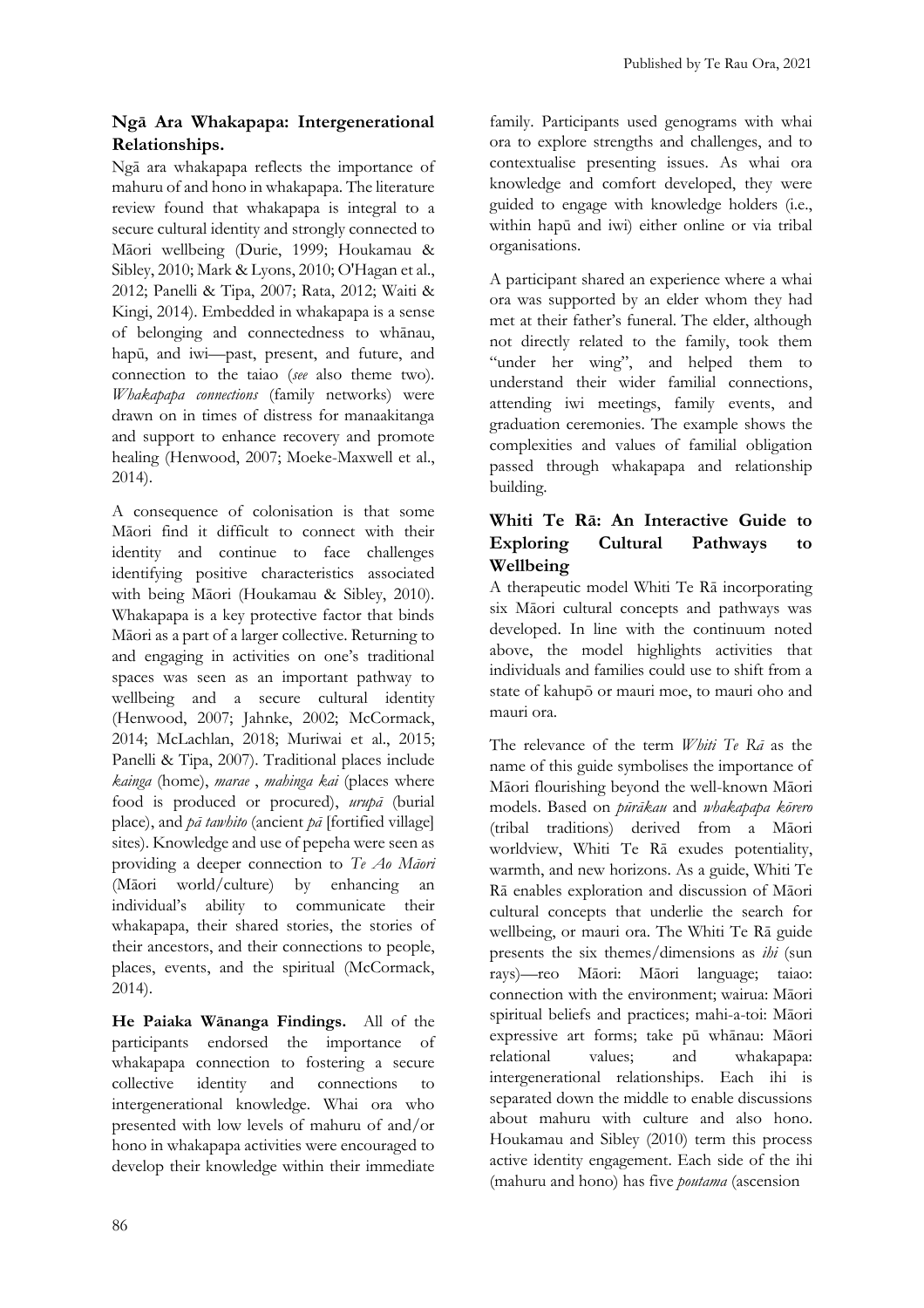### Ngā Ara Whakapapa: Intergenerational Relationships.

Ngā ara whakapapa reflects the importance of mahuru of and hono in whakapapa. The literature review found that whakapapa is integral to a secure cultural identity and strongly connected to Māori wellbeing (Durie, 1999; Houkamau & Sibley, 2010; Mark & Lyons, 2010; O'Hagan et al., 2012; Panelli & Tipa, 2007; Rata, 2012; Waiti & Kingi, 2014). Embedded in whakapapa is a sense of belonging and connectedness to whānau, hapū, and iwi—past, present, and future, and connection to the taiao (*see* also theme two). *Whakapapa connections* (family networks) were drawn on in times of distress for manaakitanga and support to enhance recovery and promote healing (Henwood, 2007; Moeke-Maxwell et al., 2014).

A consequence of colonisation is that some Māori find it difficult to connect with their identity and continue to face challenges identifying positive characteristics associated with being Māori (Houkamau & Sibley, 2010). Whakapapa is a key protective factor that binds Māori as a part of a larger collective. Returning to and engaging in activities on one's traditional spaces was seen as an important pathway to wellbeing and a secure cultural identity (Henwood, 2007; Jahnke, 2002; McCormack, 2014; McLachlan, 2018; Muriwai et al., 2015; Panelli & Tipa, 2007). Traditional places include *kainga* (home), *marae* , *mahinga kai* (places where food is produced or procured), *urupā* (burial place), and *pā tawhito* (ancient *pā* [fortified village] sites). Knowledge and use of pepeha were seen as providing a deeper connection to *Te Ao Māori* (Māori world/culture) by enhancing an individual's ability to communicate their whakapapa, their shared stories, the stories of their ancestors, and their connections to people, places, events, and the spiritual (McCormack, 2014).

**He Paiaka Wānanga Findings.** All of the participants endorsed the importance of whakapapa connection to fostering a secure collective identity and connections to intergenerational knowledge. Whai ora who presented with low levels of mahuru of and/or hono in whakapapa activities were encouraged to develop their knowledge within their immediate family. Participants used genograms with whai ora to explore strengths and challenges, and to contextualise presenting issues. As whai ora knowledge and comfort developed, they were guided to engage with knowledge holders (i.e., within hapū and iwi) either online or via tribal organisations.

A participant shared an experience where a whai ora was supported by an elder whom they had met at their father's funeral. The elder, although not directly related to the family, took them "under her wing", and helped them to understand their wider familial connections, attending iwi meetings, family events, and graduation ceremonies. The example shows the complexities and values of familial obligation passed through whakapapa and relationship building.

## Whiti Te Rā: An Interactive Guide to Exploring Cultural Pathways to Wellbeing

A therapeutic model Whiti Te Rā incorporating six Māori cultural concepts and pathways was developed. In line with the continuum noted above, the model highlights activities that individuals and families could use to shift from a state of kahupō or mauri moe, to mauri oho and mauri ora.

The relevance of the term *Whiti Te Rā* as the name of this guide symbolises the importance of Māori flourishing beyond the well-known Māori models. Based on *pūrākau* and *whakapapa kōrero* (tribal traditions) derived from a Māori worldview, Whiti Te Rā exudes potentiality, warmth, and new horizons. As a guide, Whiti Te Rā enables exploration and discussion of Māori cultural concepts that underlie the search for wellbeing, or mauri ora. The Whiti Te Rā guide presents the six themes/dimensions as *ihi* (sun rays)—reo Māori: Māori language; taiao: connection with the environment; wairua: Māori spiritual beliefs and practices; mahi-a-toi: Māori expressive art forms; take pū whānau: Māori relational values; and whakapapa: intergenerational relationships. Each ihi is separated down the middle to enable discussions about mahuru with culture and also hono. Houkamau and Sibley (2010) term this process active identity engagement. Each side of the ihi (mahuru and hono) has five *poutama* (ascension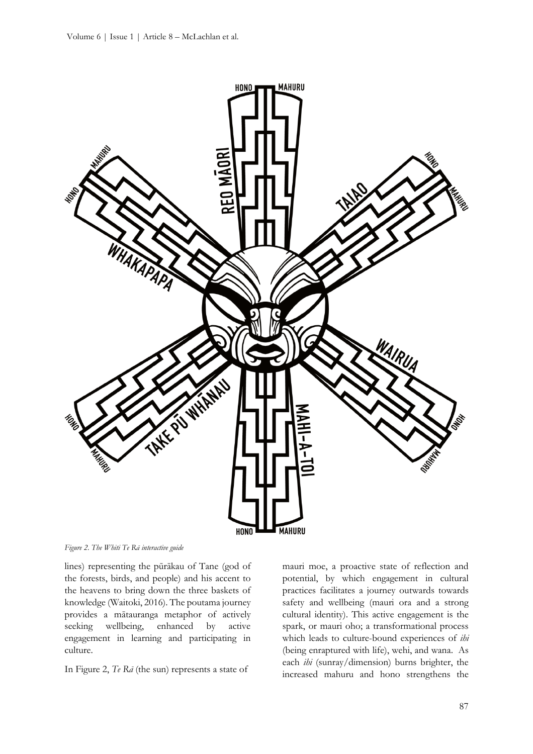*Figure 2. The Whiti Te Rā interactive guide*

lines) representing the pūrākau of Tane (god of the forests, birds, and people) and his accent to the heavens to bring down the three baskets of knowledge (Waitoki, 2016). The poutama journey provides a mātauranga metaphor of actively seeking wellbeing, enhanced by active engagement in learning and participating in culture.

In Figure 2, *Te Rā* (the sun) represents a state of mauri moe, a proactive state of reflection and potential, by which engagement in cultural practices facilitates a journey outwards towards safety and wellbeing (mauri ora and a strong cultural identity). This active engagement is the spark, or mauri oho; a transformational process which leads to culture-bound experiences of *ihi* (being enraptured with life), wehi, and wana. As each *ihi* (sunray/dimension) burns brighter, the increased mahuru and hono strengthens the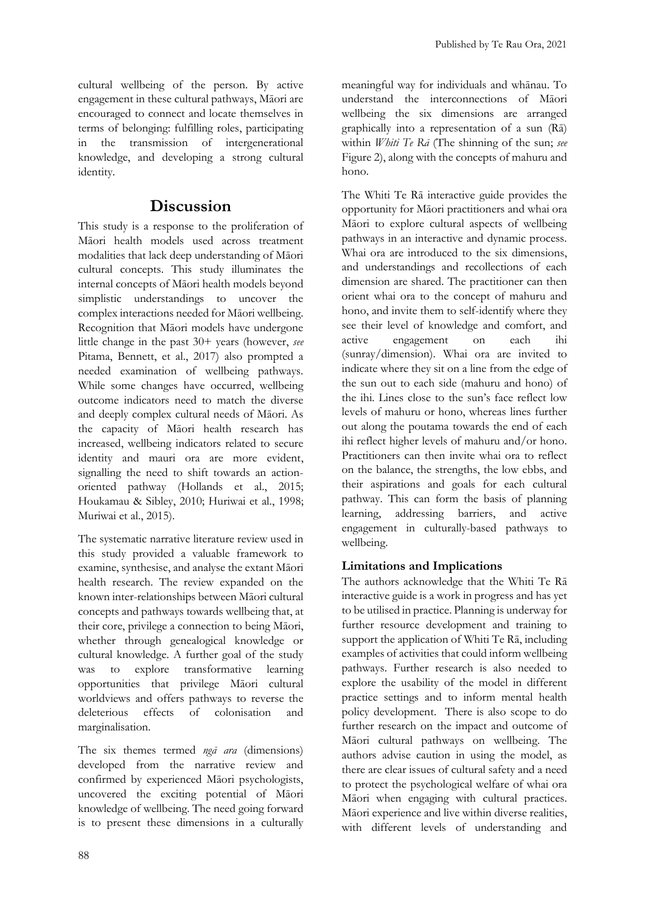cultural wellbeing of the person. By active engagement in these cultural pathways, Māori are encouraged to connect and locate themselves in terms of belonging: fulfilling roles, participating in the transmission of intergenerational knowledge, and developing a strong cultural identity.

# Discussion

This study is a response to the proliferation of Māori health models used across treatment modalities that lack deep understanding of Māori cultural concepts. This study illuminates the internal concepts of Māori health models beyond simplistic understandings to uncover the complex interactions needed for Māori wellbeing. Recognition that Māori models have undergone little change in the past 30+ years (however, *see* Pitama, Bennett, et al., 2017) also prompted a needed examination of wellbeing pathways. While some changes have occurred, wellbeing outcome indicators need to match the diverse and deeply complex cultural needs of Māori. As the capacity of Māori health research has increased, wellbeing indicators related to secure identity and mauri ora are more evident, signalling the need to shift towards an action-oriented pathway (Hollands et al., 2015; Houkamau & Sibley, 2010; Huriwai et al., 1998; Muriwai et al., 2015).

The systematic narrative literature review used in this study provided a valuable framework to examine, synthesise, and analyse the extant Māori health research. The review expanded on the known inter-relationships between Māori cultural concepts and pathways towards wellbeing that, at their core, privilege a connection to being Māori, whether through genealogical knowledge or cultural knowledge. A further goal of the study was to explore transformative learning opportunities that privilege Māori cultural worldviews and offers pathways to reverse the deleterious effects of colonisation and marginalisation.

The six themes termed *ngā ara* (dimensions) developed from the narrative review and confirmed by experienced Māori psychologists, uncovered the exciting potential of Māori knowledge of wellbeing. The need going forward is to present these dimensions in a culturally meaningful way for individuals and whānau. To understand the interconnections of Māori wellbeing the six dimensions are arranged graphically into a representation of a sun (Rā) within *Whiti Te Rā* (The shinning of the sun; *see* Figure 2), along with the concepts of mahuru and hono.

The Whiti Te Rā interactive guide provides the opportunity for Māori practitioners and whai ora Māori to explore cultural aspects of wellbeing pathways in an interactive and dynamic process. Whai ora are introduced to the six dimensions, and understandings and recollections of each dimension are shared. The practitioner can then orient whai ora to the concept of mahuru and hono, and invite them to self-identify where they see their level of knowledge and comfort, and active engagement on each ihi (sunray/dimension). Whai ora are invited to indicate where they sit on a line from the edge of the sun out to each side (mahuru and hono) of the ihi. Lines close to the sun's face reflect low levels of mahuru or hono, whereas lines further out along the poutama towards the end of each ihi reflect higher levels of mahuru and/or hono. Practitioners can then invite whai ora to reflect on the balance, the strengths, the low ebbs, and their aspirations and goals for each cultural pathway. This can form the basis of planning learning, addressing barriers, and active engagement in culturally-based pathways to wellbeing.

## Limitations and Implications

The authors acknowledge that the Whiti Te Rā interactive guide is a work in progress and has yet to be utilised in practice. Planning is underway for further resource development and training to support the application of Whiti Te Rā, including examples of activities that could inform wellbeing pathways. Further research is also needed to explore the usability of the model in different practice settings and to inform mental health policy development. There is also scope to do further research on the impact and outcome of Māori cultural pathways on wellbeing. The authors advise caution in using the model, as there are clear issues of cultural safety and a need to protect the psychological welfare of whai ora Māori when engaging with cultural practices. Māori experience and live within diverse realities, with different levels of understanding and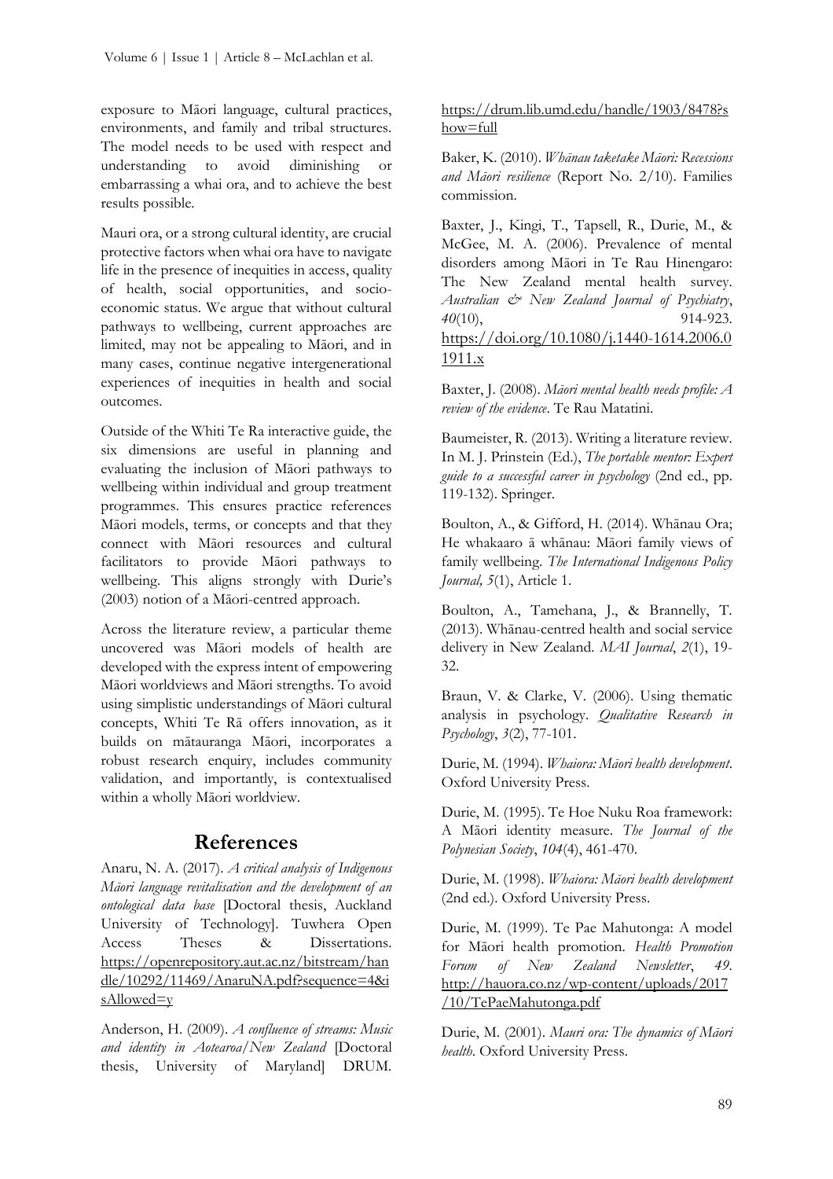exposure to Māori language, cultural practices, environments, and family and tribal structures. The model needs to be used with respect and understanding to avoid diminishing or embarrassing a whai ora, and to achieve the best results possible.

Mauri ora, or a strong cultural identity, are crucial protective factors when whai ora have to navigate life in the presence of inequities in access, quality of health, social opportunities, and socio-economic status. We argue that without cultural pathways to wellbeing, current approaches are limited, may not be appealing to Māori, and in many cases, continue negative intergenerational experiences of inequities in health and social outcomes.

Outside of the Whiti Te Ra interactive guide, the six dimensions are useful in planning and evaluating the inclusion of Māori pathways to wellbeing within individual and group treatment programmes. This ensures practice references Māori models, terms, or concepts and that they connect with Māori resources and cultural facilitators to provide Māori pathways to wellbeing. This aligns strongly with Durie's (2003) notion of a Māori-centred approach.

Across the literature review, a particular theme uncovered was Māori models of health are developed with the express intent of empowering Māori worldviews and Māori strengths. To avoid using simplistic understandings of Māori cultural concepts, Whiti Te Rā offers innovation, as it builds on mātauranga Māori, incorporates a robust research enquiry, includes community validation, and importantly, is contextualised within a wholly Māori worldview.

## References

Anaru, N. A. (2017). *A critical analysis of Indigenous Māori language revitalisation and the development of an ontological data base* [Doctoral thesis, Auckland University of Technology]. Tuwhera Open Access Theses & Dissertations. https://openrepository.aut.ac.nz/bitstream/handle/10292/11469/AnaruNA.pdf?sequence=4&isAllowed=y

Anderson, H. (2009). *A confluence of streams: Music and identity in Aotearoa/New Zealand* [Doctoral thesis, University of Maryland] DRUM. https://drum.lib.umd.edu/handle/1903/8478?show=full

Baker, K. (2010). *Whānau taketake Māori: Recessions and Māori resilience* (Report No. 2/10). Families commission.

Baxter, J., Kingi, T., Tapsell, R., Durie, M., & McGee, M. A. (2006). Prevalence of mental disorders among Māori in Te Rau Hinengaro: The New Zealand mental health survey. *Australian & New Zealand Journal of Psychiatry*, *40*(10), 914-923. https://doi.org/10.1080/j.1440-1614.2006.01911.x

Baxter, J. (2008). *Māori mental health needs profile: A review of the evidence*. Te Rau Matatini.

Baumeister, R. (2013). Writing a literature review. In M. J. Prinstein (Ed.), *The portable mentor: Expert guide to a successful career in psychology* (2nd ed., pp. 119-132). Springer.

Boulton, A., & Gifford, H. (2014). Whānau Ora; He whakaaro ā whānau: Māori family views of family wellbeing. *The International Indigenous Policy Journal, 5*(1), Article 1.

Boulton, A., Tamehana, J., & Brannelly, T. (2013). Whānau-centred health and social service delivery in New Zealand. *MAI Journal*, *2*(1), 19-32.

Braun, V. & Clarke, V. (2006). Using thematic analysis in psychology. *Qualitative Research in Psychology*, *3*(2), 77-101.

Durie, M. (1994). *Whaiora: Māori health development*. Oxford University Press.

Durie, M. (1995). Te Hoe Nuku Roa framework: A Māori identity measure. *The Journal of the Polynesian Society*, *104*(4), 461-470.

Durie, M. (1998). *Whaiora: Māori health development* (2nd ed.). Oxford University Press.

Durie, M. (1999). Te Pae Mahutonga: A model for Māori health promotion. *Health Promotion Forum of New Zealand Newsletter*, *49*. http://hauora.co.nz/wp-content/uploads/2017/10/TePaeMahutonga.pdf

Durie, M. (2001). *Mauri ora: The dynamics of Māori health*. Oxford University Press.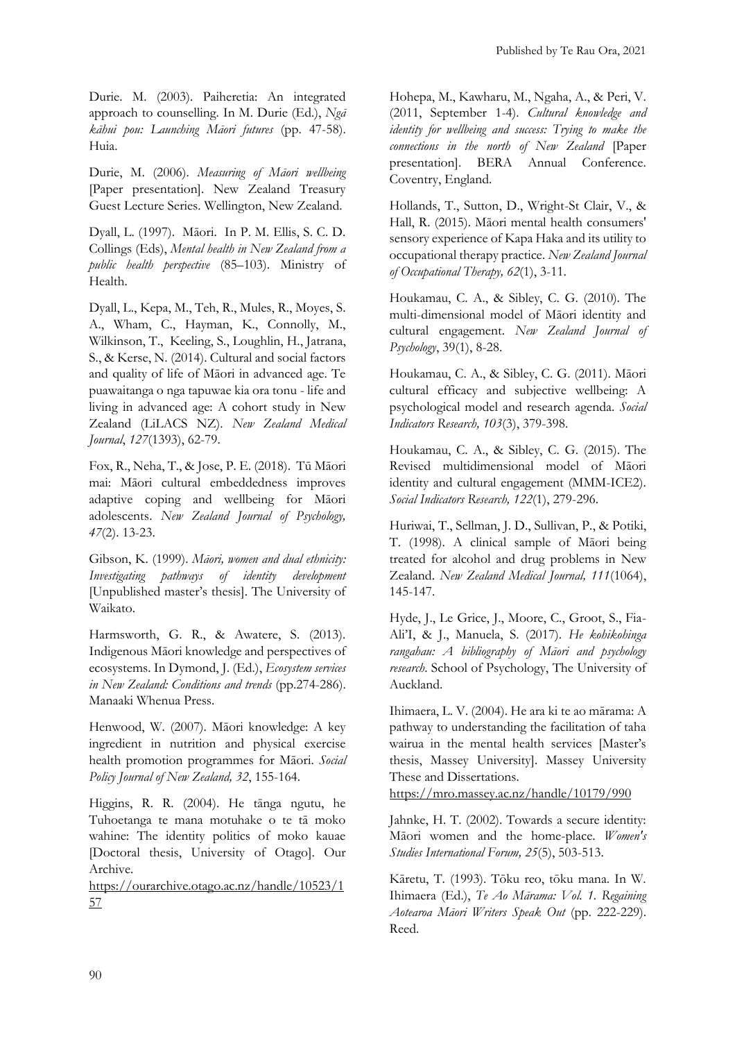Durie. M. (2003). Paiheretia: An integrated approach to counselling. In M. Durie (Ed.), *Ngā kāhui pou: Launching Māori futures* (pp. 47-58). Huia.

Durie, M. (2006). *Measuring of Māori wellbeing* [Paper presentation]. New Zealand Treasury Guest Lecture Series. Wellington, New Zealand.

Dyall, L. (1997). Māori. In P. M. Ellis, S. C. D. Collings (Eds), *Mental health in New Zealand from a public health perspective* (85–103). Ministry of Health.

Dyall, L., Kepa, M., Teh, R., Mules, R., Moyes, S. A., Wham, C., Hayman, K., Connolly, M., Wilkinson, T., Keeling, S., Loughlin, H., Jatrana, S., & Kerse, N. (2014). Cultural and social factors and quality of life of Māori in advanced age. Te puawaitanga o nga tapuwae kia ora tonu - life and living in advanced age: A cohort study in New Zealand (LiLACS NZ). *New Zealand Medical Journal*, *127*(1393), 62-79.

Fox, R., Neha, T., & Jose, P. E. (2018). Tū Māori mai: Māori cultural embeddedness improves adaptive coping and wellbeing for Māori adolescents. *New Zealand Journal of Psychology, 47*(2). 13-23.

Gibson, K. (1999). *Māori, women and dual ethnicity: Investigating pathways of identity development* [Unpublished master's thesis]. The University of Waikato.

Harmsworth, G. R., & Awatere, S. (2013). Indigenous Māori knowledge and perspectives of ecosystems. In Dymond, J. (Ed.), *Ecosystem services in New Zealand: Conditions and trends* (pp.274-286). Manaaki Whenua Press.

Henwood, W. (2007). Māori knowledge: A key ingredient in nutrition and physical exercise health promotion programmes for Māori. *Social Policy Journal of New Zealand, 32*, 155-164.

Higgins, R. R. (2004). He tānga ngutu, he Tuhoetanga te mana motuhake o te tā moko wahine: The identity politics of moko kauae [Doctoral thesis, University of Otago]. Our Archive. https://ourarchive.otago.ac.nz/handle/10523/157

Hohepa, M., Kawharu, M., Ngaha, A., & Peri, V. (2011, September 1-4). *Cultural knowledge and identity for wellbeing and success: Trying to make the connections in the north of New Zealand* [Paper presentation]. BERA Annual Conference. Coventry, England.

Hollands, T., Sutton, D., Wright-St Clair, V., & Hall, R. (2015). Māori mental health consumers' sensory experience of Kapa Haka and its utility to occupational therapy practice. *New Zealand Journal of Occupational Therapy, 62*(1), 3-11.

Houkamau, C. A., & Sibley, C. G. (2010). The multi-dimensional model of Māori identity and cultural engagement. *New Zealand Journal of Psychology*, 39(1), 8-28.

Houkamau, C. A., & Sibley, C. G. (2011). Māori cultural efficacy and subjective wellbeing: A psychological model and research agenda. *Social Indicators Research, 103*(3), 379-398.

Houkamau, C. A., & Sibley, C. G. (2015). The Revised multidimensional model of Māori identity and cultural engagement (MMM-ICE2). *Social Indicators Research, 122*(1), 279-296.

Huriwai, T., Sellman, J. D., Sullivan, P., & Potiki, T. (1998). A clinical sample of Māori being treated for alcohol and drug problems in New Zealand. *New Zealand Medical Journal, 111*(1064), 145-147.

Hyde, J., Le Grice, J., Moore, C., Groot, S., Fia-Ali'I, & J., Manuela, S. (2017). *He kohikohinga rangahau: A bibliography of Māori and psychology research*. School of Psychology, The University of Auckland.

Ihimaera, L. V. (2004). He ara ki te ao mārama: A pathway to understanding the facilitation of taha wairua in the mental health services [Master's thesis, Massey University]. Massey University These and Dissertations. https://mro.massey.ac.nz/handle/10179/990

Jahnke, H. T. (2002). Towards a secure identity: Māori women and the home-place. *Women's Studies International Forum, 25*(5), 503-513.

Kāretu, T. (1993). Tōku reo, tōku mana. In W. Ihimaera (Ed.), *Te Ao Mārama: Vol. 1. Regaining Aotearoa Māori Writers Speak Out* (pp. 222-229). Reed.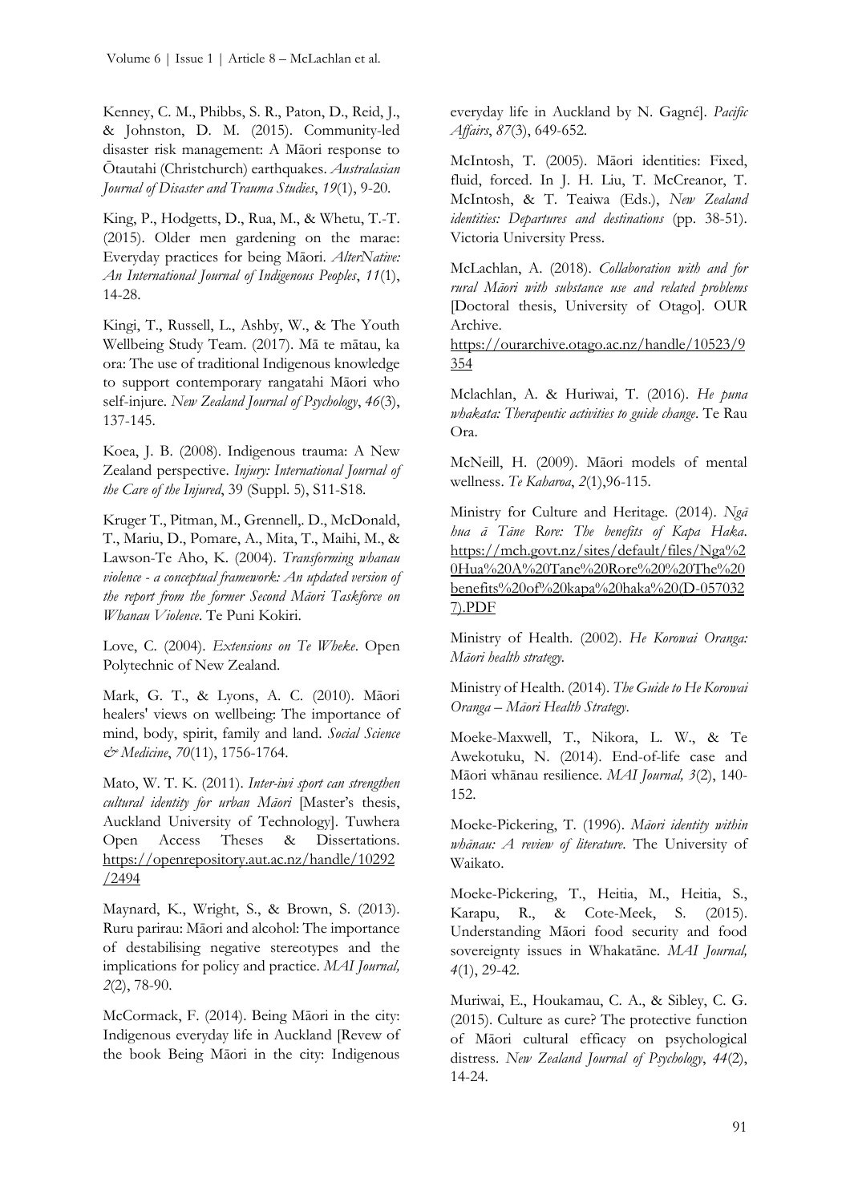Kenney, C. M., Phibbs, S. R., Paton, D., Reid, J., & Johnston, D. M. (2015). Community-led disaster risk management: A Māori response to Ōtautahi (Christchurch) earthquakes. *Australasian Journal of Disaster and Trauma Studies*, *19*(1), 9-20.

King, P., Hodgetts, D., Rua, M., & Whetu, T.-T. (2015). Older men gardening on the marae: Everyday practices for being Māori. *AlterNative: An International Journal of Indigenous Peoples*, *11*(1), 14-28.

Kingi, T., Russell, L., Ashby, W., & The Youth Wellbeing Study Team. (2017). Mā te mātau, ka ora: The use of traditional Indigenous knowledge to support contemporary rangatahi Māori who self-injure. *New Zealand Journal of Psychology*, *46*(3), 137-145.

Koea, J. B. (2008). Indigenous trauma: A New Zealand perspective. *Injury: International Journal of the Care of the Injured*, 39 (Suppl. 5), S11-S18.

Kruger T., Pitman, M., Grennell,. D., McDonald, T., Mariu, D., Pomare, A., Mita, T., Maihi, M., & Lawson-Te Aho, K. (2004). *Transforming whanau violence - a conceptual framework: An updated version of the report from the former Second Māori Taskforce on Whanau Violence*. Te Puni Kokiri.

Love, C. (2004). *Extensions on Te Wheke*. Open Polytechnic of New Zealand.

Mark, G. T., & Lyons, A. C. (2010). Māori healers' views on wellbeing: The importance of mind, body, spirit, family and land. *Social Science & Medicine*, *70*(11), 1756-1764.

Mato, W. T. K. (2011). *Inter-iwi sport can strengthen cultural identity for urban Māori* [Master's thesis, Auckland University of Technology]. Tuwhera Open Access Theses & Dissertations. https://openrepository.aut.ac.nz/handle/10292/2494

Maynard, K., Wright, S., & Brown, S. (2013). Ruru parirau: Māori and alcohol: The importance of destabilising negative stereotypes and the implications for policy and practice. *MAI Journal, 2*(2), 78-90.

McCormack, F. (2014). Being Māori in the city: Indigenous everyday life in Auckland [Revew of the book Being Māori in the city: Indigenous everyday life in Auckland by N. Gagné]. *Pacific Affairs*, *87*(3), 649-652.

McIntosh, T. (2005). Māori identities: Fixed, fluid, forced. In J. H. Liu, T. McCreanor, T. McIntosh, & T. Teaiwa (Eds.), *New Zealand identities: Departures and destinations* (pp. 38-51). Victoria University Press.

McLachlan, A. (2018). *Collaboration with and for rural Māori with substance use and related problems* [Doctoral thesis, University of Otago]. OUR Archive. https://ourarchive.otago.ac.nz/handle/10523/9354

Mclachlan, A. & Huriwai, T. (2016). *He puna whakata: Therapeutic activities to guide change*. Te Rau Ora.

McNeill, H. (2009). Māori models of mental wellness. *Te Kaharoa*, *2*(1),96-115.

Ministry for Culture and Heritage. (2014). *Ngā hua ā Tāne Rore: The benefits of Kapa Haka*. https://mch.govt.nz/sites/default/files/Nga%20Hua%20A%20Tane%20Rore%20%20The%20benefits%20of%20kapa%20haka%20(D-0570327).PDF

Ministry of Health. (2002). *He Korowai Oranga: Māori health strategy.*

Ministry of Health. (2014). *The Guide to He Korowai Oranga – Māori Health Strategy.*

Moeke-Maxwell, T., Nikora, L. W., & Te Awekotuku, N. (2014). End-of-life case and Māori whānau resilience. *MAI Journal, 3*(2), 140-152.

Moeke-Pickering, T. (1996). *Māori identity within whānau: A review of literature*. The University of Waikato.

Moeke-Pickering, T., Heitia, M., Heitia, S., Karapu, R., & Cote-Meek, S. (2015). Understanding Māori food security and food sovereignty issues in Whakatāne. *MAI Journal, 4*(1), 29-42.

Muriwai, E., Houkamau, C. A., & Sibley, C. G. (2015). Culture as cure? The protective function of Māori cultural efficacy on psychological distress. *New Zealand Journal of Psychology*, *44*(2), 14-24.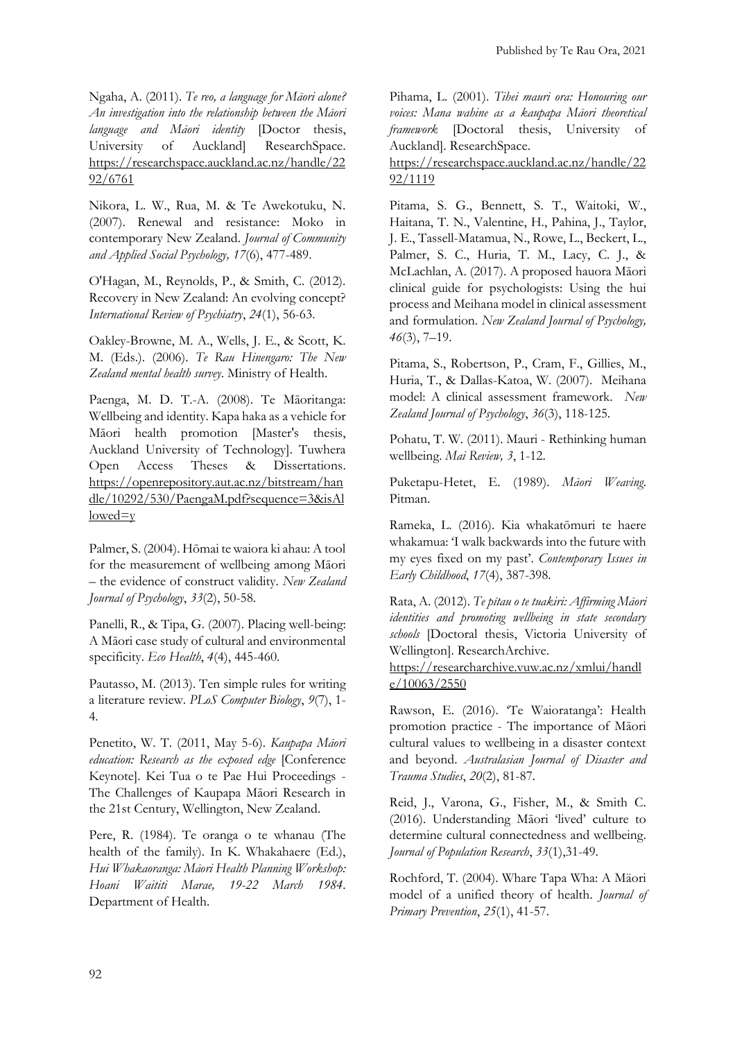Ngaha, A. (2011). *Te reo, a language for Māori alone? An investigation into the relationship between the Māori language and Māori identity* [Doctor thesis, University of Auckland] ResearchSpace. https://researchspace.auckland.ac.nz/handle/2292/6761

Nikora, L. W., Rua, M. & Te Awekotuku, N. (2007). Renewal and resistance: Moko in contemporary New Zealand. *Journal of Community and Applied Social Psychology, 17*(6), 477-489.

O'Hagan, M., Reynolds, P., & Smith, C. (2012). Recovery in New Zealand: An evolving concept? *International Review of Psychiatry*, *24*(1), 56-63.

Oakley-Browne, M. A., Wells, J. E., & Scott, K. M. (Eds.). (2006). *Te Rau Hinengaro: The New Zealand mental health survey*. Ministry of Health.

Paenga, M. D. T.-A. (2008). Te Māoritanga: Wellbeing and identity. Kapa haka as a vehicle for Māori health promotion [Master's thesis, Auckland University of Technology]. Tuwhera Open Access Theses & Dissertations. https://openrepository.aut.ac.nz/bitstream/handle/10292/530/PaengaM.pdf?sequence=3&isAllowed=y

Palmer, S. (2004). Hōmai te waiora ki ahau: A tool for the measurement of wellbeing among Māori – the evidence of construct validity. *New Zealand Journal of Psychology*, *33*(2), 50-58.

Panelli, R., & Tipa, G. (2007). Placing well-being: A Māori case study of cultural and environmental specificity. *Eco Health*, *4*(4), 445-460.

Pautasso, M. (2013). Ten simple rules for writing a literature review. *PLoS Computer Biology*, *9*(7), 1-4.

Penetito, W. T. (2011, May 5-6). *Kaupapa Māori education: Research as the exposed edge* [Conference Keynote]. Kei Tua o te Pae Hui Proceedings - The Challenges of Kaupapa Māori Research in the 21st Century, Wellington, New Zealand.

Pere, R. (1984). Te oranga o te whanau (The health of the family). In K. Whakahaere (Ed.), *Hui Whakaoranga: Māori Health Planning Workshop: Hoani Waititi Marae, 19-22 March 1984*. Department of Health.

Pihama, L. (2001). *Tihei mauri ora: Honouring our voices: Mana wahine as a kaupapa Māori theoretical framework* [Doctoral thesis, University of Auckland]. ResearchSpace. https://researchspace.auckland.ac.nz/handle/2292/1119

Pitama, S. G., Bennett, S. T., Waitoki, W., Haitana, T. N., Valentine, H., Pahina, J., Taylor, J. E., Tassell-Matamua, N., Rowe, L., Beckert, L., Palmer, S. C., Huria, T. M., Lacy, C. J., & McLachlan, A. (2017). A proposed hauora Māori clinical guide for psychologists: Using the hui process and Meihana model in clinical assessment and formulation. *New Zealand Journal of Psychology, 46*(3), 7–19.

Pitama, S., Robertson, P., Cram, F., Gillies, M., Huria, T., & Dallas-Katoa, W. (2007). Meihana model: A clinical assessment framework. *New Zealand Journal of Psychology*, *36*(3), 118-125.

Pohatu, T. W. (2011). Mauri - Rethinking human wellbeing. *Mai Review, 3*, 1-12.

Puketapu-Hetet, E. (1989). *Māori Weaving*. Pitman.

Rameka, L. (2016). Kia whakatōmuri te haere whakamua: 'I walk backwards into the future with my eyes fixed on my past'. *Contemporary Issues in Early Childhood*, *17*(4), 387-398.

Rata, A. (2012). *Te pītau o te tuakiri: Affirming Māori identities and promoting wellbeing in state secondary schools* [Doctoral thesis, Victoria University of Wellington]. ResearchArchive. https://researcharchive.vuw.ac.nz/xmlui/handle/10063/2550

Rawson, E. (2016). 'Te Waioratanga': Health promotion practice - The importance of Māori cultural values to wellbeing in a disaster context and beyond. *Australasian Journal of Disaster and Trauma Studies*, *20*(2), 81-87.

Reid, J., Varona, G., Fisher, M., & Smith C. (2016). Understanding Māori 'lived' culture to determine cultural connectedness and wellbeing. *Journal of Population Research*, *33*(1),31-49.

Rochford, T. (2004). Whare Tapa Wha: A Mäori model of a unified theory of health. *Journal of Primary Prevention*, *25*(1), 41-57.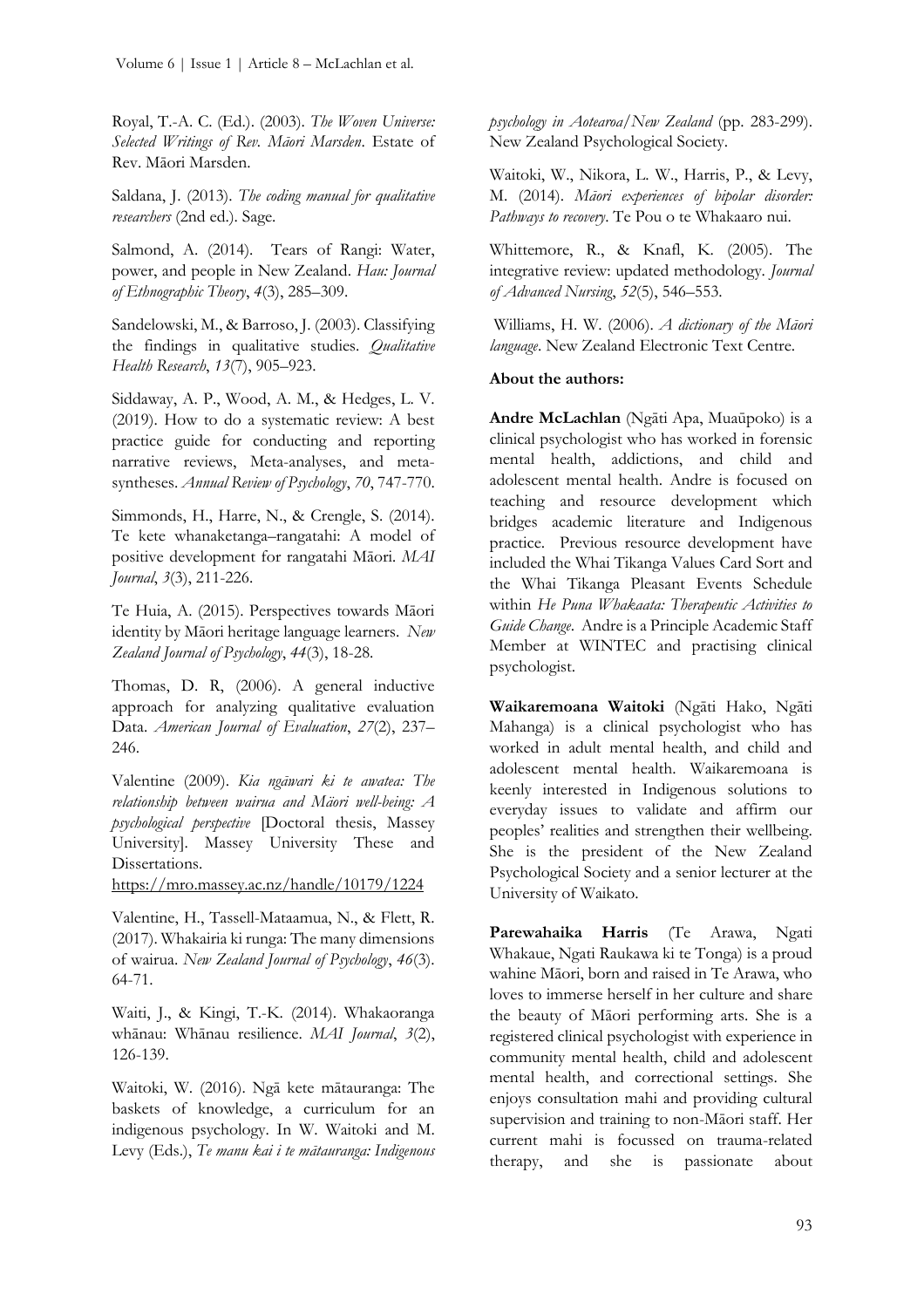Royal, T.-A. C. (Ed.). (2003). *The Woven Universe: Selected Writings of Rev. Māori Marsden*. Estate of Rev. Māori Marsden.

Saldana, J. (2013). *The coding manual for qualitative researchers* (2nd ed.). Sage.

Salmond, A. (2014). Tears of Rangi: Water, power, and people in New Zealand. *Hau: Journal of Ethnographic Theory*, *4*(3), 285–309.

Sandelowski, M., & Barroso, J. (2003). Classifying the findings in qualitative studies. *Qualitative Health Research*, *13*(7), 905–923.

Siddaway, A. P., Wood, A. M., & Hedges, L. V. (2019). How to do a systematic review: A best practice guide for conducting and reporting narrative reviews, Meta-analyses, and meta-syntheses. *Annual Review of Psychology*, *70*, 747-770.

Simmonds, H., Harre, N., & Crengle, S. (2014). Te kete whanaketanga–rangatahi: A model of positive development for rangatahi Māori. *MAI Journal*, *3*(3), 211-226.

Te Huia, A. (2015). Perspectives towards Māori identity by Māori heritage language learners. *New Zealand Journal of Psychology*, *44*(3), 18-28.

Thomas, D. R, (2006). A general inductive approach for analyzing qualitative evaluation Data. *American Journal of Evaluation*, *27*(2), 237–246.

Valentine (2009). *Kia ngāwari ki te awatea: The relationship between wairua and Māori well-being: A psychological perspective* [Doctoral thesis, Massey University]. Massey University These and Dissertations. https://mro.massey.ac.nz/handle/10179/1224

Valentine, H., Tassell-Mataamua, N., & Flett, R. (2017). Whakairia ki runga: The many dimensions of wairua. *New Zealand Journal of Psychology*, *46*(3). 64-71.

Waiti, J., & Kingi, T.-K. (2014). Whakaoranga whānau: Whānau resilience. *MAI Journal*, *3*(2), 126-139.

Waitoki, W. (2016). Ngā kete mātauranga: The baskets of knowledge, a curriculum for an indigenous psychology. In W. Waitoki and M. Levy (Eds.), *Te manu kai i te mātauranga: Indigenous psychology in Aotearoa/New Zealand* (pp. 283-299). New Zealand Psychological Society.

Waitoki, W., Nikora, L. W., Harris, P., & Levy, M. (2014). *Māori experiences of bipolar disorder: Pathways to recovery*. Te Pou o te Whakaaro nui.

Whittemore, R., & Knafl, K. (2005). The integrative review: updated methodology. *Journal of Advanced Nursing*, *52*(5), 546–553.

Williams, H. W. (2006). *A dictionary of the Māori language*. New Zealand Electronic Text Centre.

**About the authors:**

**Andre McLachlan** (Ngāti Apa, Muaūpoko) is a clinical psychologist who has worked in forensic mental health, addictions, and child and adolescent mental health. Andre is focused on teaching and resource development which bridges academic literature and Indigenous practice. Previous resource development have included the Whai Tikanga Values Card Sort and the Whai Tikanga Pleasant Events Schedule within *He Puna Whakaata: Therapeutic Activities to Guide Change*. Andre is a Principle Academic Staff Member at WINTEC and practising clinical psychologist.

**Waikaremoana Waitoki** (Ngāti Hako, Ngāti Mahanga) is a clinical psychologist who has worked in adult mental health, and child and adolescent mental health. Waikaremoana is keenly interested in Indigenous solutions to everyday issues to validate and affirm our peoples' realities and strengthen their wellbeing. She is the president of the New Zealand Psychological Society and a senior lecturer at the University of Waikato.

**Parewahaika Harris** (Te Arawa, Ngati Whakaue, Ngati Raukawa ki te Tonga) is a proud wahine Māori, born and raised in Te Arawa, who loves to immerse herself in her culture and share the beauty of Māori performing arts. She is a registered clinical psychologist with experience in community mental health, child and adolescent mental health, and correctional settings. She enjoys consultation mahi and providing cultural supervision and training to non-Māori staff. Her current mahi is focussed on trauma-related therapy, and she is passionate about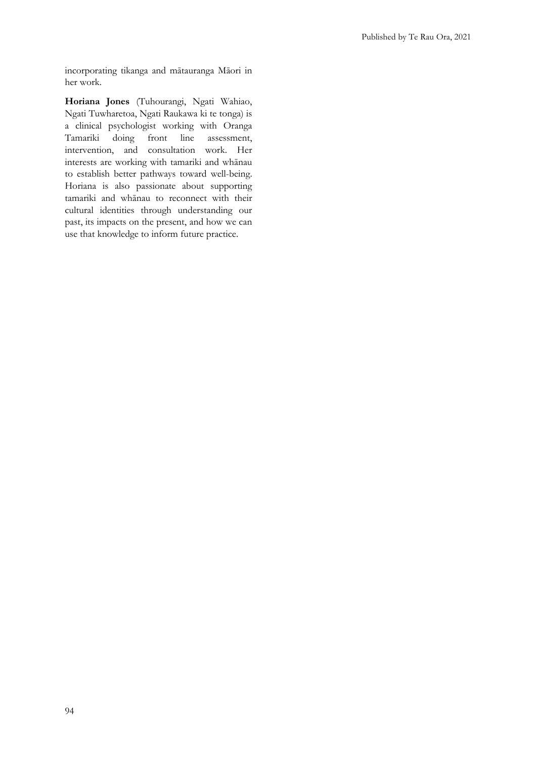incorporating tikanga and mātauranga Māori in her work.

**Horiana Jones** (Tuhourangi, Ngati Wahiao, Ngati Tuwharetoa, Ngati Raukawa ki te tonga) is a clinical psychologist working with Oranga Tamariki doing front line assessment, intervention, and consultation work. Her interests are working with tamariki and whānau to establish better pathways toward well-being. Horiana is also passionate about supporting tamariki and whānau to reconnect with their cultural identities through understanding our past, its impacts on the present, and how we can use that knowledge to inform future practice.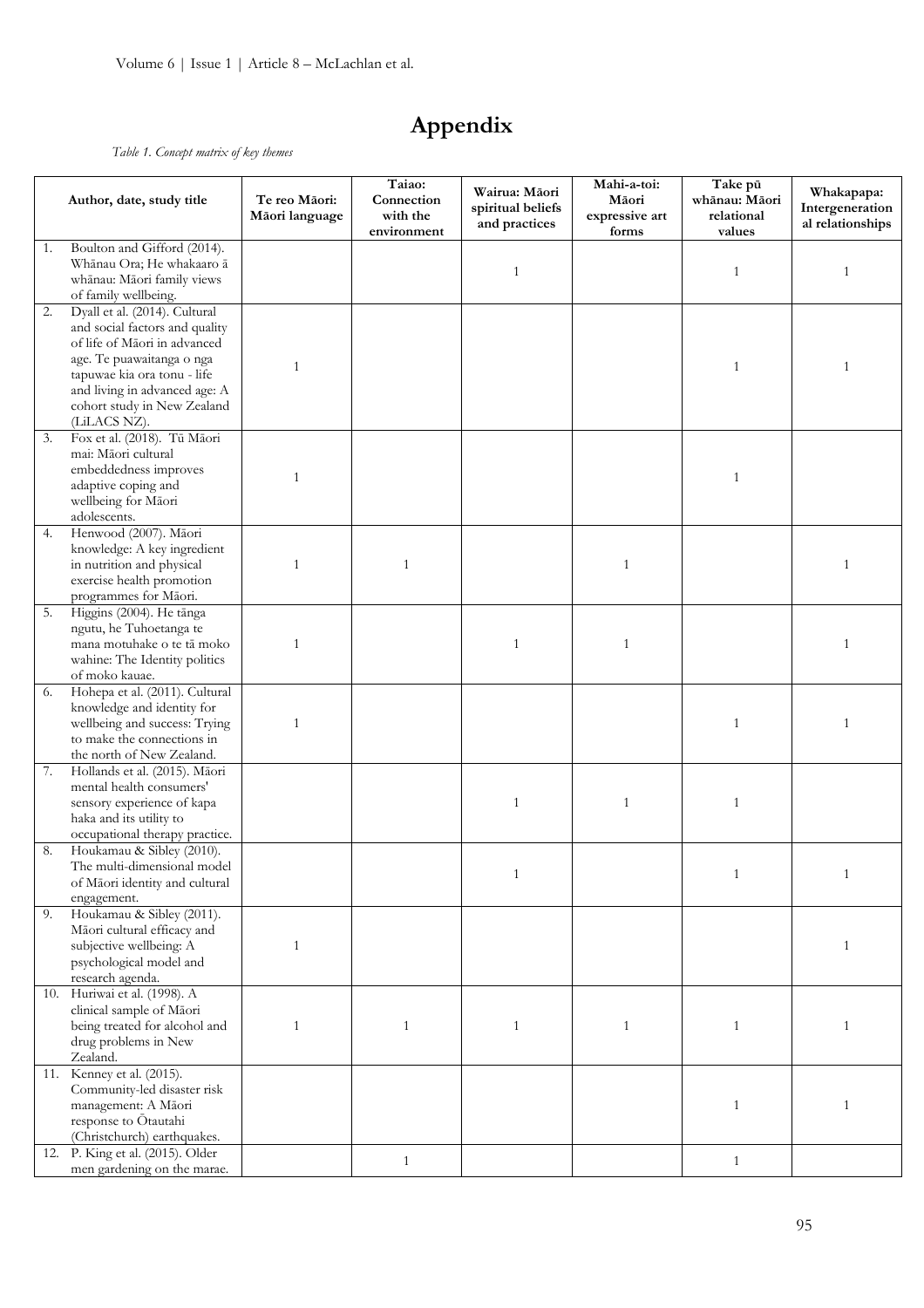# Appendix

*Table 1. Concept matrix of key themes*

| Author, date, study title | Te reo Māori: Māori language | Taiao: Connection with the environment | Wairua: Māori spiritual beliefs and practices | Mahi-a-toi: Māori expressive art forms | Take pū whānau: Māori relational values | Whakapapa: Intergenerational relationships |
|---|---|---|---|---|---|---|
| 1. Boulton and Gifford (2014). Whānau Ora; He whakaaro ā whānau: Māori family views of family wellbeing. | | | 1 | | 1 | 1 |
| 2. Dyall et al. (2014). Cultural and social factors and quality of life of Māori in advanced age. Te puawaitanga o nga tapuwae kia ora tonu - life and living in advanced age: A cohort study in New Zealand (LiLACS NZ). | 1 | | | | 1 | 1 |
| 3. Fox et al. (2018). Tū Māori mai: Māori cultural embeddedness improves adaptive coping and wellbeing for Māori adolescents. | 1 | | | | 1 | |
| 4. Henwood (2007). Māori knowledge: A key ingredient in nutrition and physical exercise health promotion programmes for Māori. | 1 | 1 | | 1 | | 1 |
| 5. Higgins (2004). He tānga ngutu, he Tuhoetanga te mana motuhake o te tā moko wahine: The Identity politics of moko kauae. | 1 | | 1 | 1 | | 1 |
| 6. Hohepa et al. (2011). Cultural knowledge and identity for wellbeing and success: Trying to make the connections in the north of New Zealand. | 1 | | | | 1 | 1 |
| 7. Hollands et al. (2015). Māori mental health consumers' sensory experience of kapa haka and its utility to occupational therapy practice. | | | 1 | 1 | 1 | |
| 8. Houkamau & Sibley (2010). The multi-dimensional model of Māori identity and cultural engagement. | | | 1 | | 1 | 1 |
| 9. Houkamau & Sibley (2011). Māori cultural efficacy and subjective wellbeing: A psychological model and research agenda. | 1 | | | | | 1 |
| 10. Huriwai et al. (1998). A clinical sample of Māori being treated for alcohol and drug problems in New Zealand. | 1 | 1 | 1 | 1 | 1 | 1 |
| 11. Kenney et al. (2015). Community-led disaster risk management: A Māori response to Ōtautahi (Christchurch) earthquakes. | | | | | 1 | 1 |
| 12. P. King et al. (2015). Older men gardening on the marae. | | 1 | | | 1 | |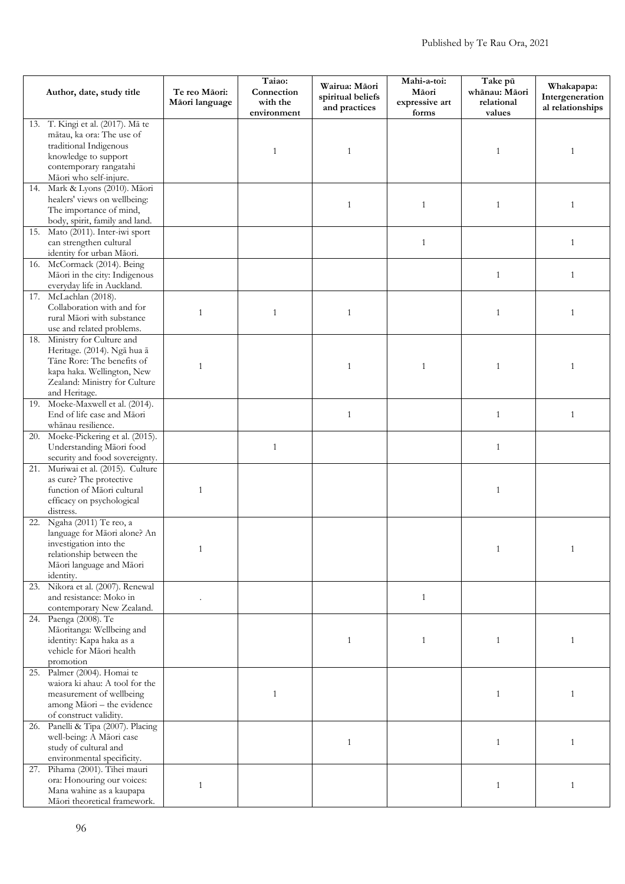| Author, date, study title | Te reo Māori: Māori language | Taiao: Connection with the environment | Wairua: Māori spiritual beliefs and practices | Mahi-a-toi: Māori expressive art forms | Take pū whānau: Māori relational values | Whakapapa: Intergenerational relationships |
|---|---|---|---|---|---|---|
| 13. T. Kingi et al. (2017). Mā te mātau, ka ora: The use of traditional Indigenous knowledge to support contemporary rangatahi Māori who self-injure. | | 1 | 1 | | 1 | 1 |
| 14. Mark & Lyons (2010). Māori healers' views on wellbeing: The importance of mind, body, spirit, family and land. | | | 1 | 1 | 1 | 1 |
| 15. Mato (2011). Inter-iwi sport can strengthen cultural identity for urban Māori. | | | | 1 | | 1 |
| 16. McCormack (2014). Being Māori in the city: Indigenous everyday life in Auckland. | | | | | 1 | 1 |
| 17. McLachlan (2018). Collaboration with and for rural Māori with substance use and related problems. | 1 | 1 | 1 | | 1 | 1 |
| 18. Ministry for Culture and Heritage. (2014). Ngā hua ā Tāne Rore: The benefits of kapa haka. Wellington, New Zealand: Ministry for Culture and Heritage. | 1 | | 1 | 1 | 1 | 1 |
| 19. Moeke-Maxwell et al. (2014). End of life case and Māori whānau resilience. | | | 1 | | 1 | 1 |
| 20. Moeke-Pickering et al. (2015). Understanding Māori food security and food sovereignty. | | 1 | | | 1 | |
| 21. Muriwai et al. (2015). Culture as cure? The protective function of Māori cultural efficacy on psychological distress. | 1 | | | | 1 | |
| 22. Ngaha (2011) Te reo, a language for Māori alone? An investigation into the relationship between the Māori language and Māori identity. | 1 | | | | 1 | 1 |
| 23. Nikora et al. (2007). Renewal and resistance: Moko in contemporary New Zealand. | . | | | 1 | | |
| 24. Paenga (2008). Te Māoritanga: Wellbeing and identity: Kapa haka as a vehicle for Māori health promotion | | | 1 | 1 | 1 | 1 |
| 25. Palmer (2004). Homai te waiora ki ahau: A tool for the measurement of wellbeing among Māori – the evidence of construct validity. | | 1 | | | 1 | 1 |
| 26. Panelli & Tipa (2007). Placing well-being: A Māori case study of cultural and environmental specificity. | | | 1 | | 1 | 1 |
| 27. Pihama (2001). Tihei mauri ora: Honouring our voices: Mana wahine as a kaupapa Māori theoretical framework. | 1 | | | | 1 | 1 |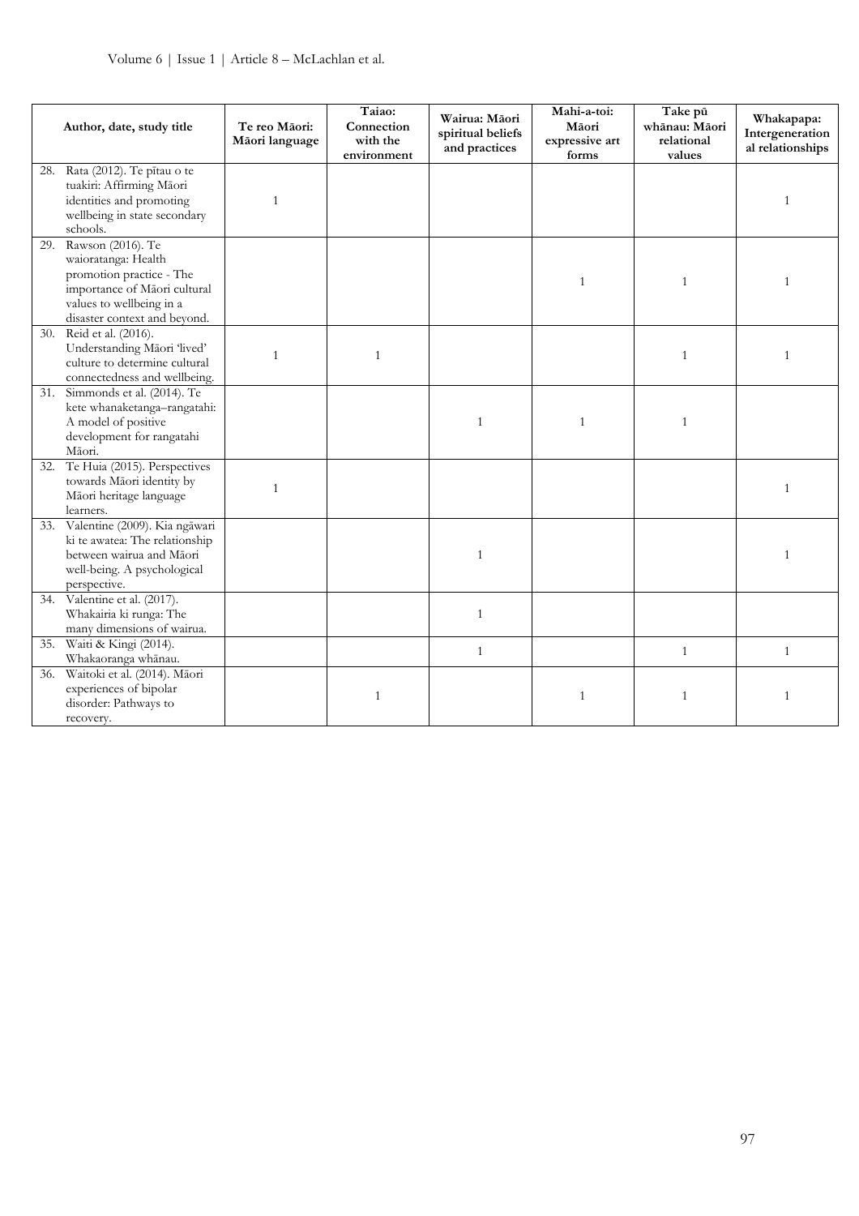| Author, date, study title | Te reo Māori: Māori language | Taiao: Connection with the environment | Wairua: Māori spiritual beliefs and practices | Mahi-a-toi: Māori expressive art forms | Take pū whānau: Māori relational values | Whakapapa: Intergenerational relationships |
|---|---|---|---|---|---|---|
| 28. Rata (2012). Te pītau o te tuakiri: Affirming Māori identities and promoting wellbeing in state secondary schools. | 1 | | | | | 1 |
| 29. Rawson (2016). Te waioratanga: Health promotion practice - The importance of Māori cultural values to wellbeing in a disaster context and beyond. | | | | 1 | 1 | 1 |
| 30. Reid et al. (2016). Understanding Māori 'lived' culture to determine cultural connectedness and wellbeing. | 1 | 1 | | | 1 | 1 |
| 31. Simmonds et al. (2014). Te kete whanaketanga–rangatahi: A model of positive development for rangatahi Māori. | | | 1 | 1 | 1 | |
| 32. Te Huia (2015). Perspectives towards Māori identity by Māori heritage language learners. | 1 | | | | | 1 |
| 33. Valentine (2009). Kia ngāwari ki te awatea: The relationship between wairua and Māori well-being. A psychological perspective. | | | 1 | | | 1 |
| 34. Valentine et al. (2017). Whakairia ki runga: The many dimensions of wairua. | | | 1 | | | |
| 35. Waiti & Kingi (2014). Whakaoranga whānau. | | | 1 | | 1 | 1 |
| 36. Waitoki et al. (2014). Māori experiences of bipolar disorder: Pathways to recovery. | | 1 | | 1 | 1 | 1 |